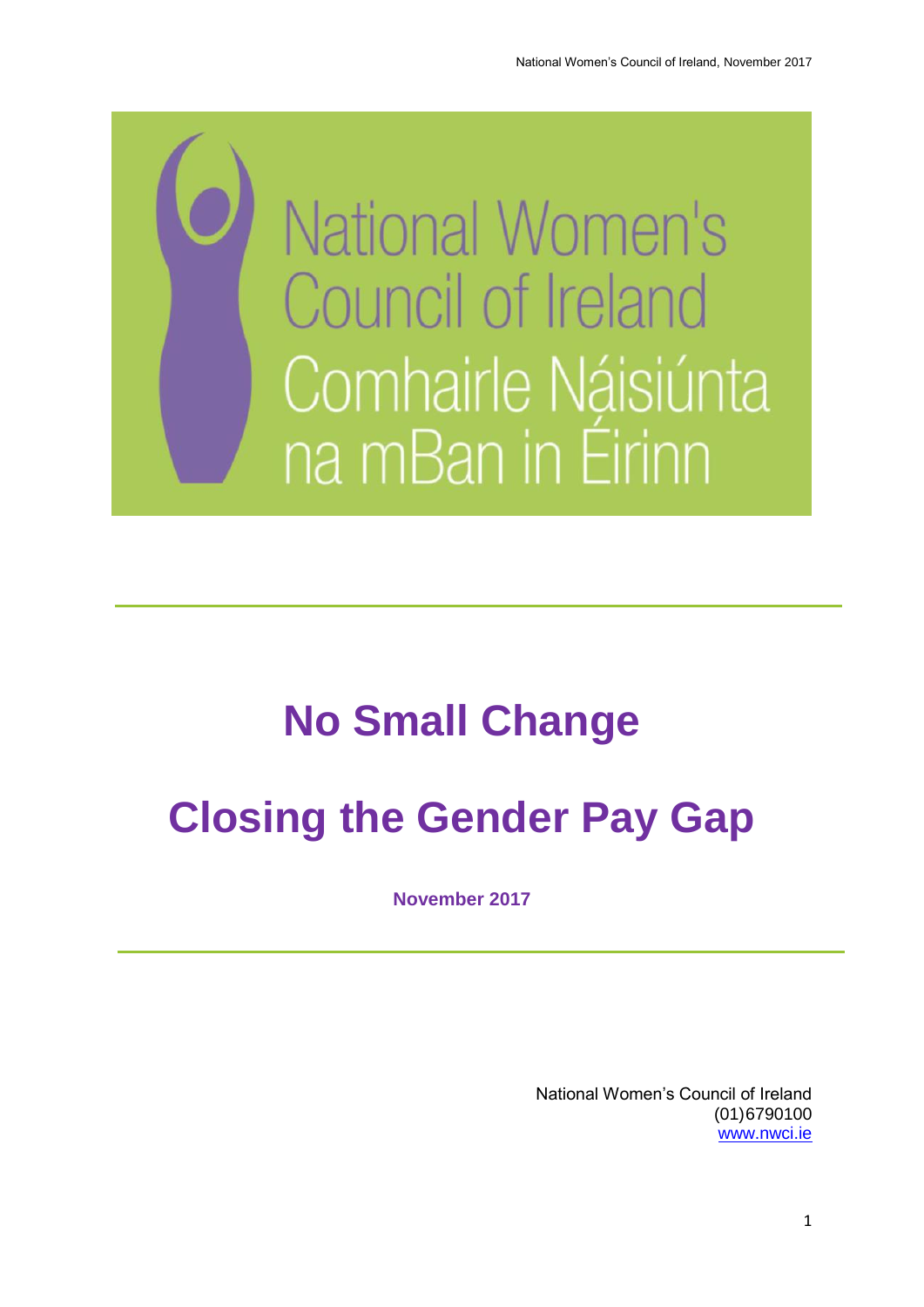National Women's Council of Ireland

Comhairle Náisiúnta na mBan in Éirinn

# No Small Change

# Closing the Gender Pay Gap

**November 2017**

National Women's Council of Ireland
(01)6790100
www.nwci.ie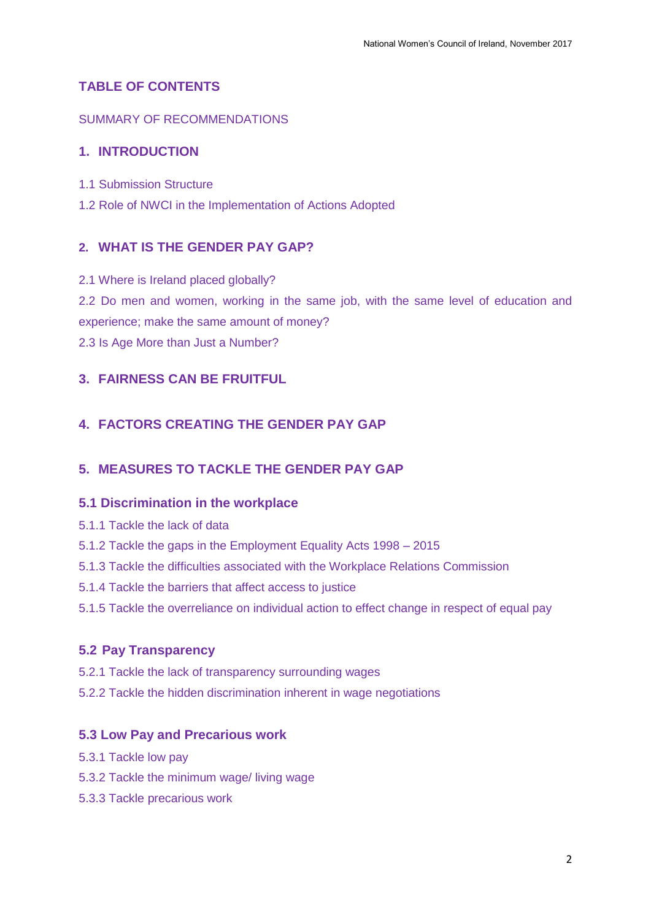## TABLE OF CONTENTS

SUMMARY OF RECOMMENDATIONS

### 1. INTRODUCTION

1.1 Submission Structure

1.2 Role of NWCI in the Implementation of Actions Adopted

### 2. WHAT IS THE GENDER PAY GAP?

2.1 Where is Ireland placed globally?

2.2 Do men and women, working in the same job, with the same level of education and experience; make the same amount of money?

2.3 Is Age More than Just a Number?

### 3. FAIRNESS CAN BE FRUITFUL

### 4. FACTORS CREATING THE GENDER PAY GAP

### 5. MEASURES TO TACKLE THE GENDER PAY GAP

#### 5.1 Discrimination in the workplace

5.1.1 Tackle the lack of data

5.1.2 Tackle the gaps in the Employment Equality Acts 1998 – 2015

5.1.3 Tackle the difficulties associated with the Workplace Relations Commission

5.1.4 Tackle the barriers that affect access to justice

5.1.5 Tackle the overreliance on individual action to effect change in respect of equal pay

#### 5.2 Pay Transparency

5.2.1 Tackle the lack of transparency surrounding wages

5.2.2 Tackle the hidden discrimination inherent in wage negotiations

#### 5.3 Low Pay and Precarious work

5.3.1 Tackle low pay

5.3.2 Tackle the minimum wage/ living wage

5.3.3 Tackle precarious work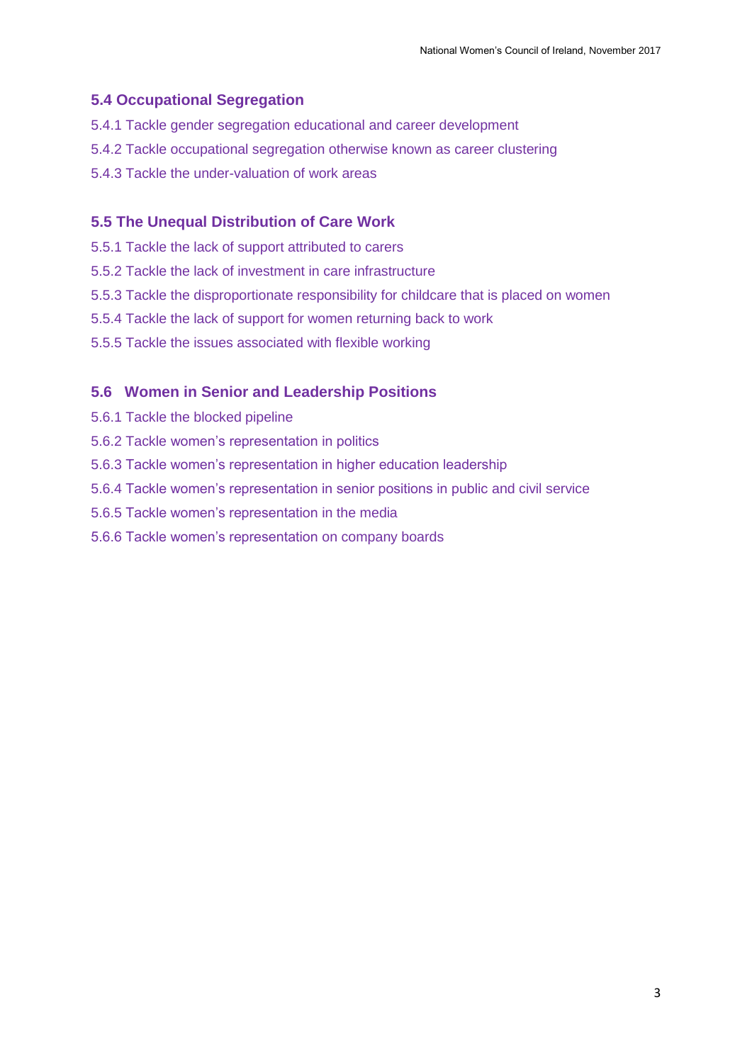## 5.4 Occupational Segregation

5.4.1 Tackle gender segregation educational and career development

5.4.2 Tackle occupational segregation otherwise known as career clustering

5.4.3 Tackle the under-valuation of work areas

## 5.5 The Unequal Distribution of Care Work

5.5.1 Tackle the lack of support attributed to carers

5.5.2 Tackle the lack of investment in care infrastructure

5.5.3 Tackle the disproportionate responsibility for childcare that is placed on women

5.5.4 Tackle the lack of support for women returning back to work

5.5.5 Tackle the issues associated with flexible working

## 5.6 Women in Senior and Leadership Positions

5.6.1 Tackle the blocked pipeline

5.6.2 Tackle women's representation in politics

5.6.3 Tackle women's representation in higher education leadership

5.6.4 Tackle women's representation in senior positions in public and civil service

5.6.5 Tackle women's representation in the media

5.6.6 Tackle women's representation on company boards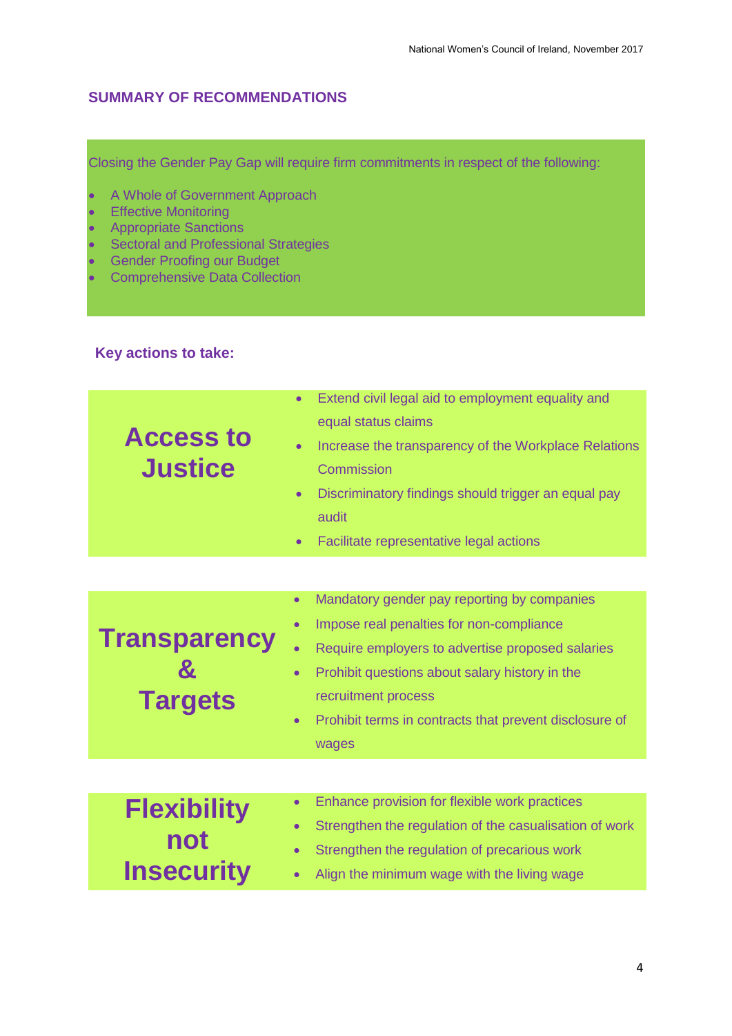## SUMMARY OF RECOMMENDATIONS

Closing the Gender Pay Gap will require firm commitments in respect of the following:

- A Whole of Government Approach
- Effective Monitoring
- Appropriate Sanctions
- Sectoral and Professional Strategies
- Gender Proofing our Budget
- Comprehensive Data Collection

### Key actions to take:

#### Access to Justice

- Extend civil legal aid to employment equality and equal status claims
- Increase the transparency of the Workplace Relations Commission
- Discriminatory findings should trigger an equal pay audit
- Facilitate representative legal actions

#### Transparency & Targets

- Mandatory gender pay reporting by companies
- Impose real penalties for non-compliance
- Require employers to advertise proposed salaries
- Prohibit questions about salary history in the recruitment process
- Prohibit terms in contracts that prevent disclosure of wages

#### Flexibility not Insecurity

- Enhance provision for flexible work practices
- Strengthen the regulation of the casualisation of work
- Strengthen the regulation of precarious work
- Align the minimum wage with the living wage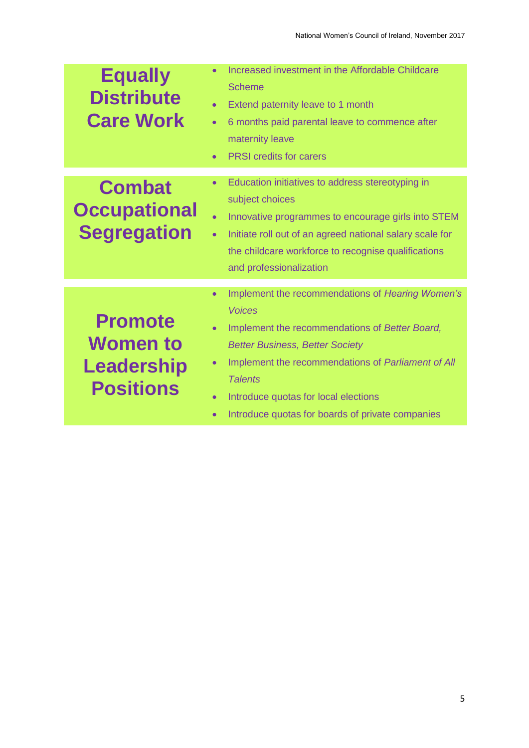| | |
|---|---|
| **Equally Distribute Care Work** | • Increased investment in the Affordable Childcare Scheme<br>• Extend paternity leave to 1 month<br>• 6 months paid parental leave to commence after maternity leave<br>• PRSI credits for carers |
| **Combat Occupational Segregation** | • Education initiatives to address stereotyping in subject choices<br>• Innovative programmes to encourage girls into STEM<br>• Initiate roll out of an agreed national salary scale for the childcare workforce to recognise qualifications and professionalization |
| **Promote Women to Leadership Positions** | • Implement the recommendations of *Hearing Women's Voices*<br>• Implement the recommendations of *Better Board, Better Business, Better Society*<br>• Implement the recommendations of *Parliament of All Talents*<br>• Introduce quotas for local elections<br>• Introduce quotas for boards of private companies |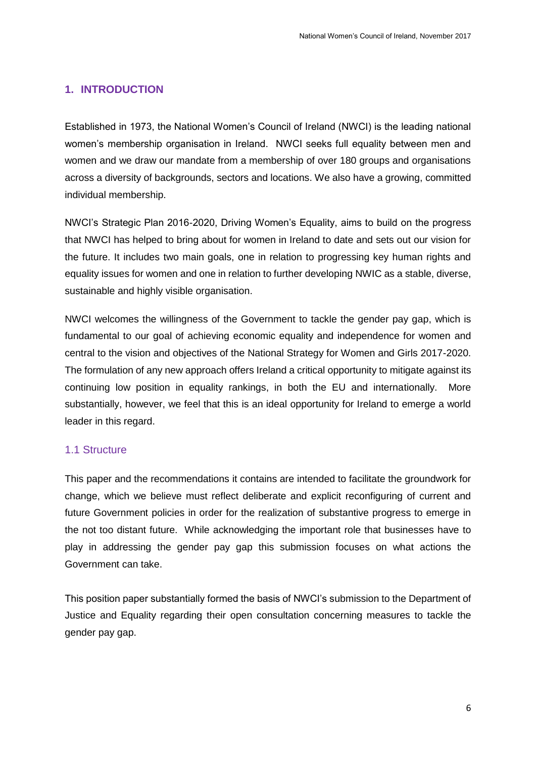## 1. INTRODUCTION

Established in 1973, the National Women's Council of Ireland (NWCI) is the leading national women's membership organisation in Ireland. NWCI seeks full equality between men and women and we draw our mandate from a membership of over 180 groups and organisations across a diversity of backgrounds, sectors and locations. We also have a growing, committed individual membership.

NWCI's Strategic Plan 2016-2020, Driving Women's Equality, aims to build on the progress that NWCI has helped to bring about for women in Ireland to date and sets out our vision for the future. It includes two main goals, one in relation to progressing key human rights and equality issues for women and one in relation to further developing NWIC as a stable, diverse, sustainable and highly visible organisation.

NWCI welcomes the willingness of the Government to tackle the gender pay gap, which is fundamental to our goal of achieving economic equality and independence for women and central to the vision and objectives of the National Strategy for Women and Girls 2017-2020. The formulation of any new approach offers Ireland a critical opportunity to mitigate against its continuing low position in equality rankings, in both the EU and internationally. More substantially, however, we feel that this is an ideal opportunity for Ireland to emerge a world leader in this regard.

### 1.1 Structure

This paper and the recommendations it contains are intended to facilitate the groundwork for change, which we believe must reflect deliberate and explicit reconfiguring of current and future Government policies in order for the realization of substantive progress to emerge in the not too distant future. While acknowledging the important role that businesses have to play in addressing the gender pay gap this submission focuses on what actions the Government can take.

This position paper substantially formed the basis of NWCI's submission to the Department of Justice and Equality regarding their open consultation concerning measures to tackle the gender pay gap.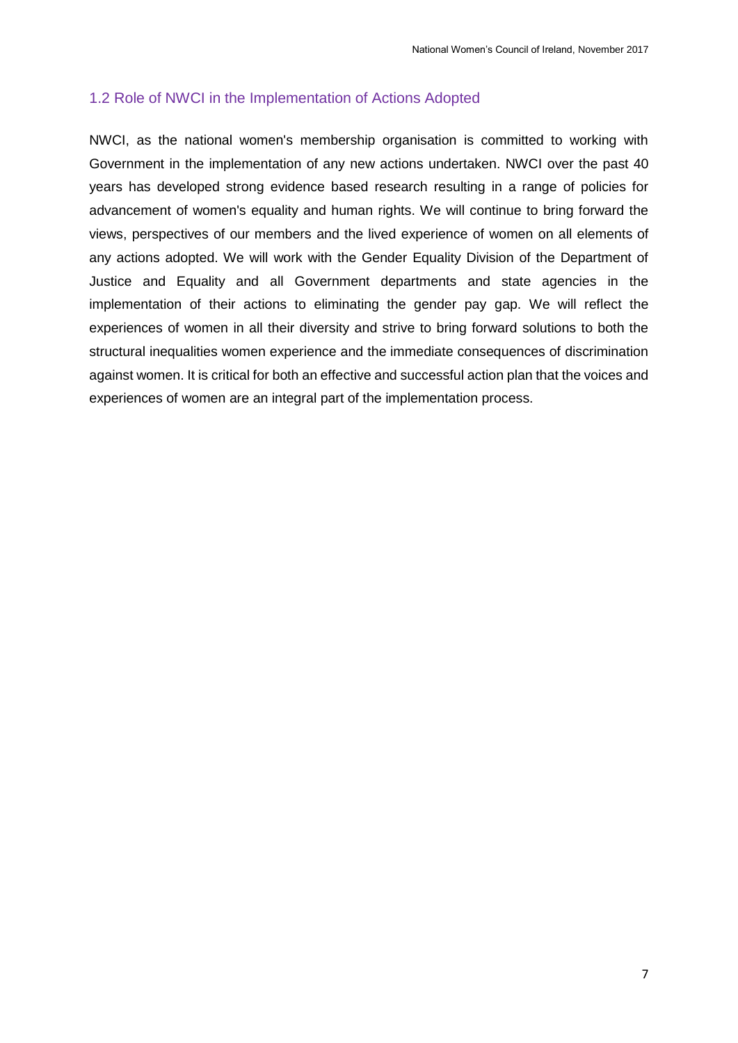## 1.2 Role of NWCI in the Implementation of Actions Adopted

NWCI, as the national women's membership organisation is committed to working with Government in the implementation of any new actions undertaken. NWCI over the past 40 years has developed strong evidence based research resulting in a range of policies for advancement of women's equality and human rights. We will continue to bring forward the views, perspectives of our members and the lived experience of women on all elements of any actions adopted. We will work with the Gender Equality Division of the Department of Justice and Equality and all Government departments and state agencies in the implementation of their actions to eliminating the gender pay gap. We will reflect the experiences of women in all their diversity and strive to bring forward solutions to both the structural inequalities women experience and the immediate consequences of discrimination against women. It is critical for both an effective and successful action plan that the voices and experiences of women are an integral part of the implementation process.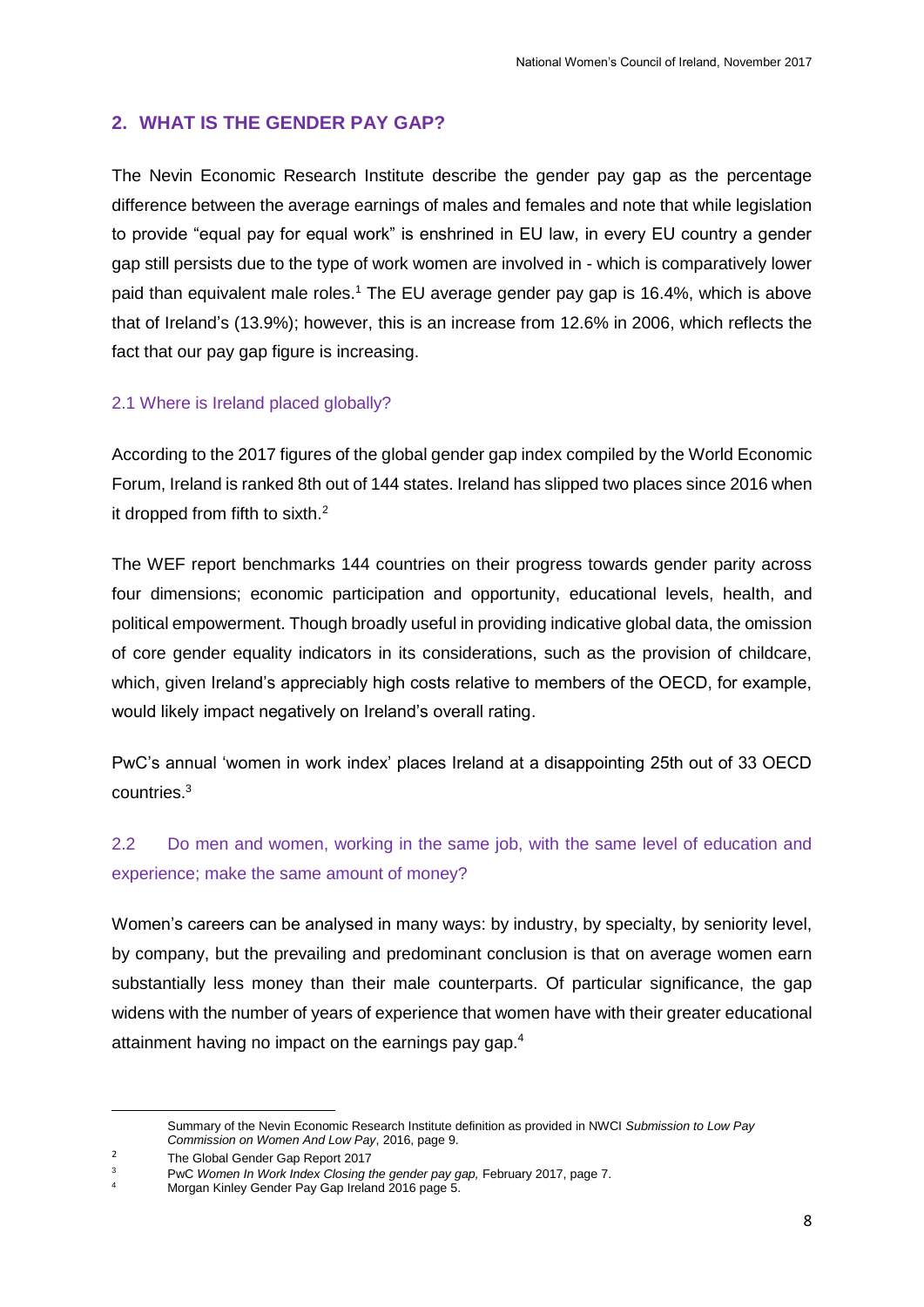## 2. WHAT IS THE GENDER PAY GAP?

The Nevin Economic Research Institute describe the gender pay gap as the percentage difference between the average earnings of males and females and note that while legislation to provide "equal pay for equal work" is enshrined in EU law, in every EU country a gender gap still persists due to the type of work women are involved in - which is comparatively lower paid than equivalent male roles.[1] The EU average gender pay gap is 16.4%, which is above that of Ireland's (13.9%); however, this is an increase from 12.6% in 2006, which reflects the fact that our pay gap figure is increasing.

### 2.1 Where is Ireland placed globally?

According to the 2017 figures of the global gender gap index compiled by the World Economic Forum, Ireland is ranked 8th out of 144 states. Ireland has slipped two places since 2016 when it dropped from fifth to sixth.[2]

The WEF report benchmarks 144 countries on their progress towards gender parity across four dimensions; economic participation and opportunity, educational levels, health, and political empowerment. Though broadly useful in providing indicative global data, the omission of core gender equality indicators in its considerations, such as the provision of childcare, which, given Ireland's appreciably high costs relative to members of the OECD, for example, would likely impact negatively on Ireland's overall rating.

PwC's annual 'women in work index' places Ireland at a disappointing 25th out of 33 OECD countries.[3]

### 2.2 Do men and women, working in the same job, with the same level of education and experience; make the same amount of money?

Women's careers can be analysed in many ways: by industry, by specialty, by seniority level, by company, but the prevailing and predominant conclusion is that on average women earn substantially less money than their male counterparts. Of particular significance, the gap widens with the number of years of experience that women have with their greater educational attainment having no impact on the earnings pay gap.[4]

---

[1] Summary of the Nevin Economic Research Institute definition as provided in NWCI *Submission to Low Pay Commission on Women And Low Pay*, 2016, page 9.

[2] The Global Gender Gap Report 2017

[3] PwC *Women In Work Index Closing the gender pay gap,* February 2017, page 7.

[4] Morgan Kinley Gender Pay Gap Ireland 2016 page 5.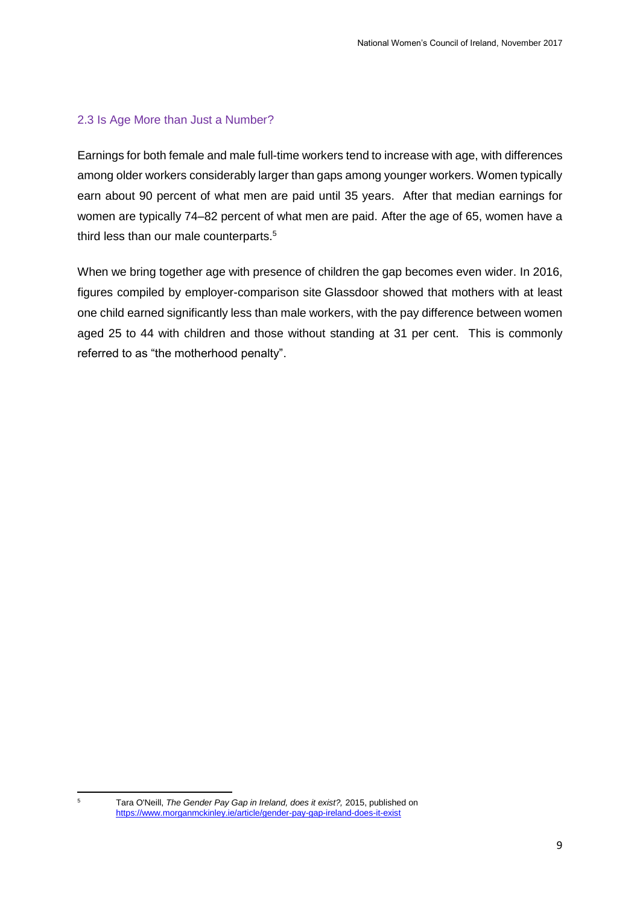### 2.3 Is Age More than Just a Number?

Earnings for both female and male full-time workers tend to increase with age, with differences among older workers considerably larger than gaps among younger workers. Women typically earn about 90 percent of what men are paid until 35 years. After that median earnings for women are typically 74–82 percent of what men are paid. After the age of 65, women have a third less than our male counterparts.[5]

When we bring together age with presence of children the gap becomes even wider. In 2016, figures compiled by employer-comparison site Glassdoor showed that mothers with at least one child earned significantly less than male workers, with the pay difference between women aged 25 to 44 with children and those without standing at 31 per cent. This is commonly referred to as "the motherhood penalty".

---

[5] Tara O'Neill, *The Gender Pay Gap in Ireland, does it exist?,* 2015, published on https://www.morganmckinley.ie/article/gender-pay-gap-ireland-does-it-exist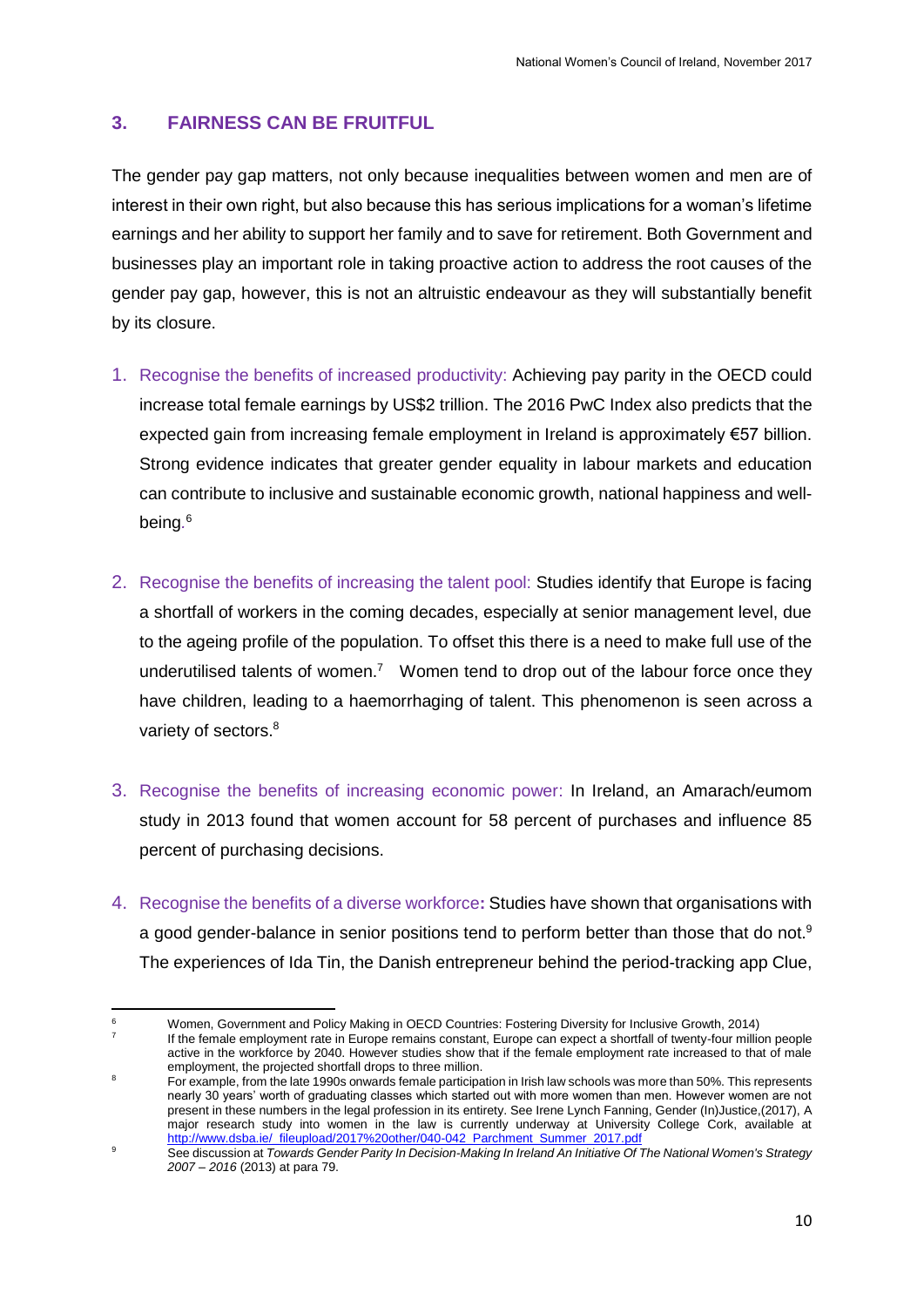## 3. FAIRNESS CAN BE FRUITFUL

The gender pay gap matters, not only because inequalities between women and men are of interest in their own right, but also because this has serious implications for a woman's lifetime earnings and her ability to support her family and to save for retirement. Both Government and businesses play an important role in taking proactive action to address the root causes of the gender pay gap, however, this is not an altruistic endeavour as they will substantially benefit by its closure.

1. Recognise the benefits of increased productivity: Achieving pay parity in the OECD could increase total female earnings by US$2 trillion. The 2016 PwC Index also predicts that the expected gain from increasing female employment in Ireland is approximately €57 billion. Strong evidence indicates that greater gender equality in labour markets and education can contribute to inclusive and sustainable economic growth, national happiness and well-being.[6]

2. Recognise the benefits of increasing the talent pool: Studies identify that Europe is facing a shortfall of workers in the coming decades, especially at senior management level, due to the ageing profile of the population. To offset this there is a need to make full use of the underutilised talents of women.[7] Women tend to drop out of the labour force once they have children, leading to a haemorrhaging of talent. This phenomenon is seen across a variety of sectors.[8]

3. Recognise the benefits of increasing economic power: In Ireland, an Amarach/eumom study in 2013 found that women account for 58 percent of purchases and influence 85 percent of purchasing decisions.

4. Recognise the benefits of a diverse workforce**:** Studies have shown that organisations with a good gender-balance in senior positions tend to perform better than those that do not.[9] The experiences of Ida Tin, the Danish entrepreneur behind the period-tracking app Clue,

---

[6] Women, Government and Policy Making in OECD Countries: Fostering Diversity for Inclusive Growth, 2014)

[7] If the female employment rate in Europe remains constant, Europe can expect a shortfall of twenty-four million people active in the workforce by 2040. However studies show that if the female employment rate increased to that of male employment, the projected shortfall drops to three million.

[8] For example, from the late 1990s onwards female participation in Irish law schools was more than 50%. This represents nearly 30 years' worth of graduating classes which started out with more women than men. However women are not present in these numbers in the legal profession in its entirety. See Irene Lynch Fanning, Gender (In)Justice,(2017), A major research study into women in the law is currently underway at University College Cork, available at http://www.dsba.ie/_fileupload/2017%20other/040-042_Parchment_Summer_2017.pdf

[9] See discussion at *Towards Gender Parity In Decision-Making In Ireland An Initiative Of The National Women's Strategy 2007 – 2016* (2013) at para 79.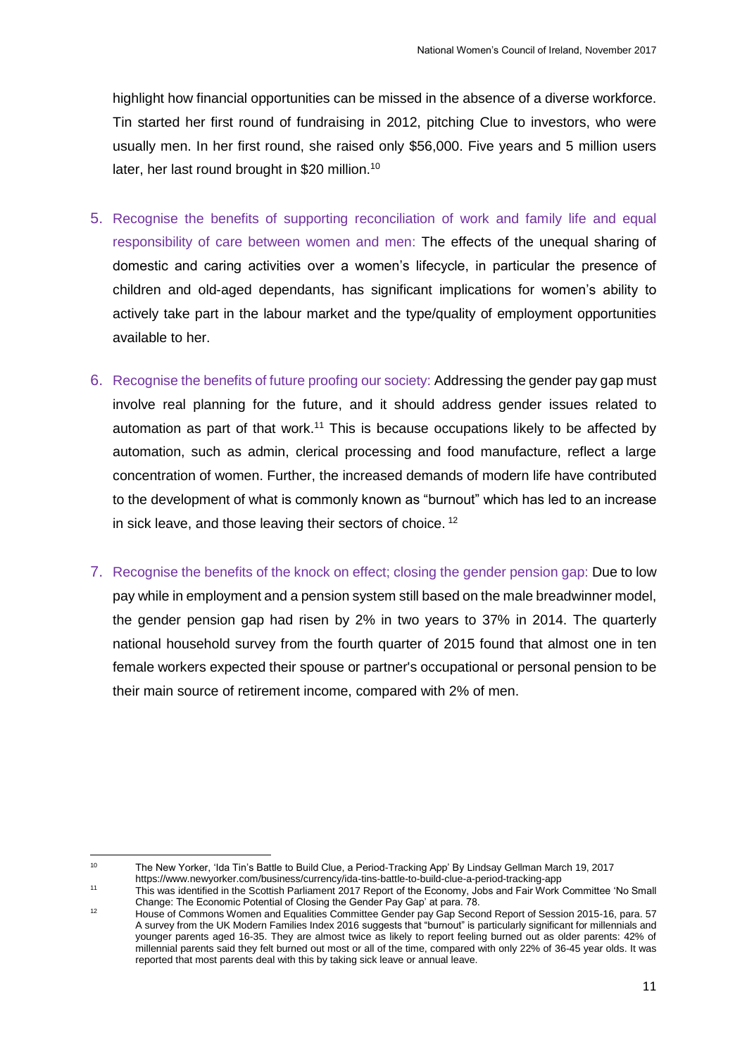highlight how financial opportunities can be missed in the absence of a diverse workforce. Tin started her first round of fundraising in 2012, pitching Clue to investors, who were usually men. In her first round, she raised only $56,000. Five years and 5 million users later, her last round brought in $20 million.[10]

5. Recognise the benefits of supporting reconciliation of work and family life and equal responsibility of care between women and men: The effects of the unequal sharing of domestic and caring activities over a women's lifecycle, in particular the presence of children and old-aged dependants, has significant implications for women's ability to actively take part in the labour market and the type/quality of employment opportunities available to her.

6. Recognise the benefits of future proofing our society: Addressing the gender pay gap must involve real planning for the future, and it should address gender issues related to automation as part of that work.[11] This is because occupations likely to be affected by automation, such as admin, clerical processing and food manufacture, reflect a large concentration of women. Further, the increased demands of modern life have contributed to the development of what is commonly known as "burnout" which has led to an increase in sick leave, and those leaving their sectors of choice.[12]

7. Recognise the benefits of the knock on effect; closing the gender pension gap: Due to low pay while in employment and a pension system still based on the male breadwinner model, the gender pension gap had risen by 2% in two years to 37% in 2014. The quarterly national household survey from the fourth quarter of 2015 found that almost one in ten female workers expected their spouse or partner's occupational or personal pension to be their main source of retirement income, compared with 2% of men.

---

[10] The New Yorker, 'Ida Tin's Battle to Build Clue, a Period-Tracking App' By Lindsay Gellman March 19, 2017 https://www.newyorker.com/business/currency/ida-tins-battle-to-build-clue-a-period-tracking-app

[11] This was identified in the Scottish Parliament 2017 Report of the Economy, Jobs and Fair Work Committee 'No Small Change: The Economic Potential of Closing the Gender Pay Gap' at para. 78.

[12] House of Commons Women and Equalities Committee Gender pay Gap Second Report of Session 2015-16, para. 57 A survey from the UK Modern Families Index 2016 suggests that "burnout" is particularly significant for millennials and younger parents aged 16-35. They are almost twice as likely to report feeling burned out as older parents: 42% of millennial parents said they felt burned out most or all of the time, compared with only 22% of 36-45 year olds. It was reported that most parents deal with this by taking sick leave or annual leave.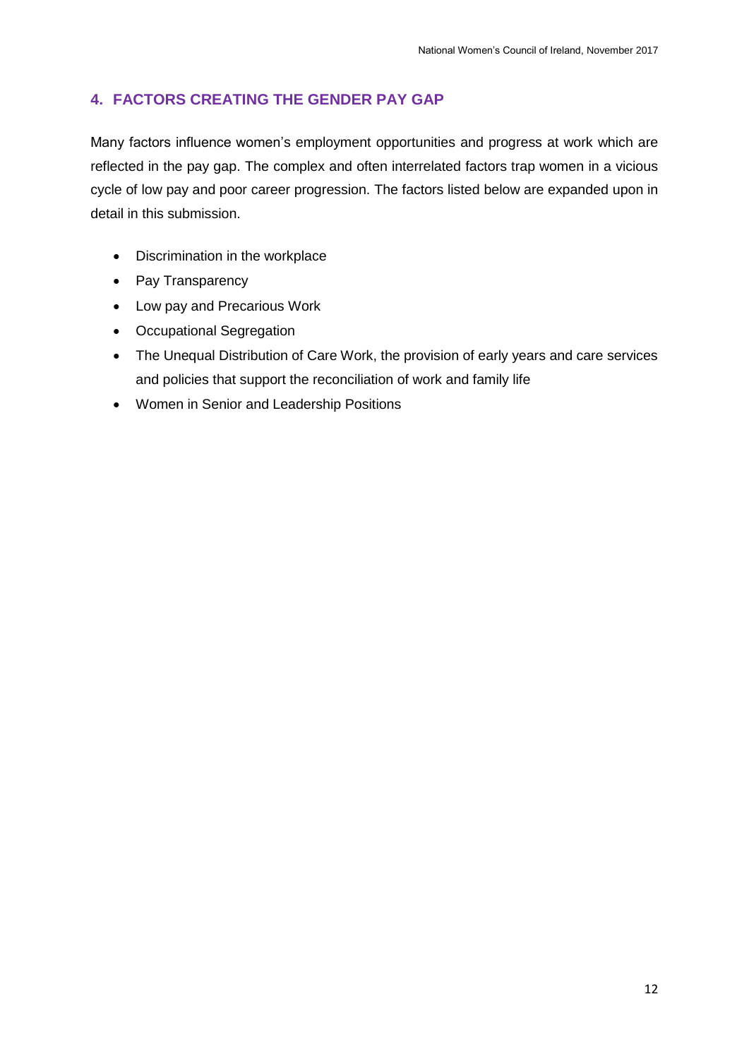## 4. FACTORS CREATING THE GENDER PAY GAP

Many factors influence women's employment opportunities and progress at work which are reflected in the pay gap. The complex and often interrelated factors trap women in a vicious cycle of low pay and poor career progression. The factors listed below are expanded upon in detail in this submission.

- Discrimination in the workplace
- Pay Transparency
- Low pay and Precarious Work
- Occupational Segregation
- The Unequal Distribution of Care Work, the provision of early years and care services and policies that support the reconciliation of work and family life
- Women in Senior and Leadership Positions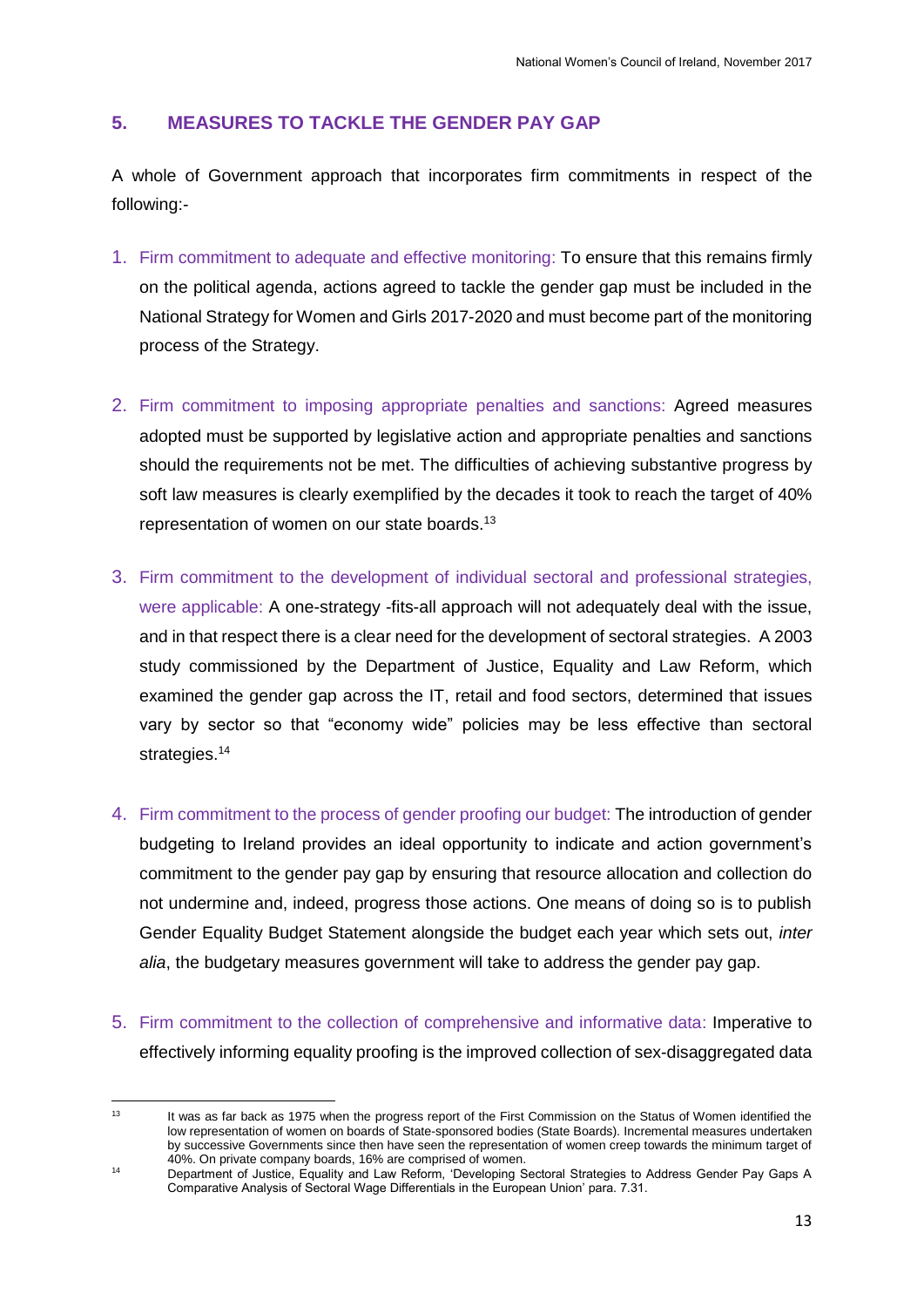## 5. MEASURES TO TACKLE THE GENDER PAY GAP

A whole of Government approach that incorporates firm commitments in respect of the following:-

1. Firm commitment to adequate and effective monitoring: To ensure that this remains firmly on the political agenda, actions agreed to tackle the gender gap must be included in the National Strategy for Women and Girls 2017-2020 and must become part of the monitoring process of the Strategy.

2. Firm commitment to imposing appropriate penalties and sanctions: Agreed measures adopted must be supported by legislative action and appropriate penalties and sanctions should the requirements not be met. The difficulties of achieving substantive progress by soft law measures is clearly exemplified by the decades it took to reach the target of 40% representation of women on our state boards.[13]

3. Firm commitment to the development of individual sectoral and professional strategies, were applicable: A one-strategy -fits-all approach will not adequately deal with the issue, and in that respect there is a clear need for the development of sectoral strategies. A 2003 study commissioned by the Department of Justice, Equality and Law Reform, which examined the gender gap across the IT, retail and food sectors, determined that issues vary by sector so that "economy wide" policies may be less effective than sectoral strategies.[14]

4. Firm commitment to the process of gender proofing our budget: The introduction of gender budgeting to Ireland provides an ideal opportunity to indicate and action government's commitment to the gender pay gap by ensuring that resource allocation and collection do not undermine and, indeed, progress those actions. One means of doing so is to publish Gender Equality Budget Statement alongside the budget each year which sets out, *inter alia*, the budgetary measures government will take to address the gender pay gap.

5. Firm commitment to the collection of comprehensive and informative data: Imperative to effectively informing equality proofing is the improved collection of sex-disaggregated data

---

[13] It was as far back as 1975 when the progress report of the First Commission on the Status of Women identified the low representation of women on boards of State-sponsored bodies (State Boards). Incremental measures undertaken by successive Governments since then have seen the representation of women creep towards the minimum target of 40%. On private company boards, 16% are comprised of women.

[14] Department of Justice, Equality and Law Reform, 'Developing Sectoral Strategies to Address Gender Pay Gaps A Comparative Analysis of Sectoral Wage Differentials in the European Union' para. 7.31.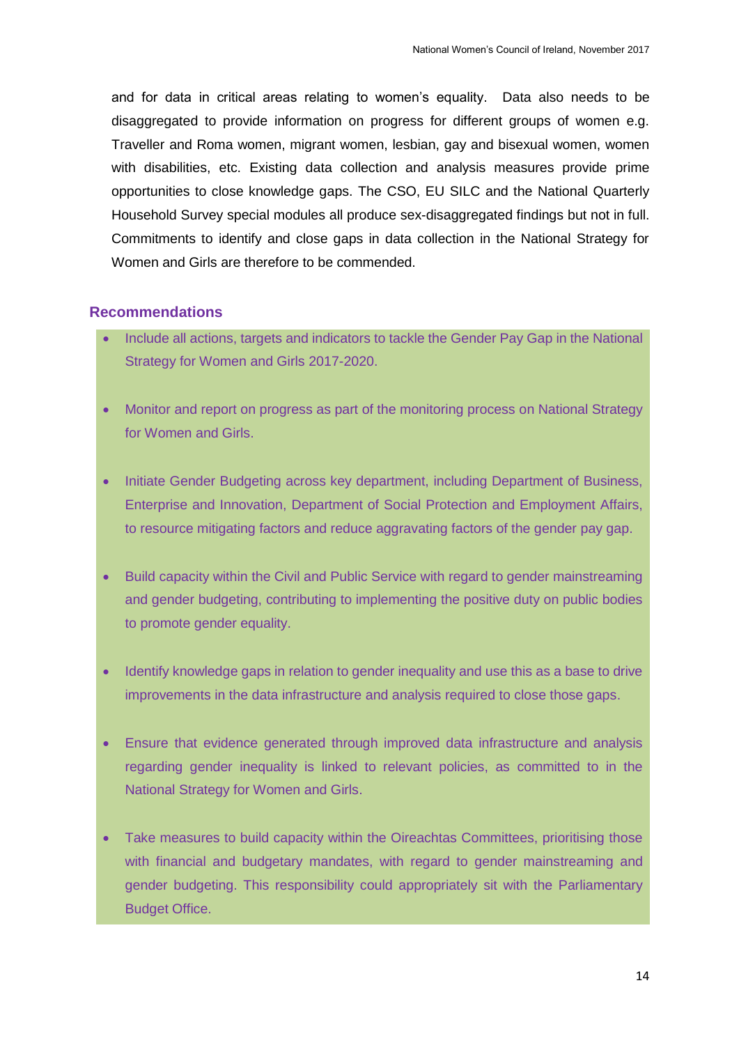and for data in critical areas relating to women's equality. Data also needs to be disaggregated to provide information on progress for different groups of women e.g. Traveller and Roma women, migrant women, lesbian, gay and bisexual women, women with disabilities, etc. Existing data collection and analysis measures provide prime opportunities to close knowledge gaps. The CSO, EU SILC and the National Quarterly Household Survey special modules all produce sex-disaggregated findings but not in full. Commitments to identify and close gaps in data collection in the National Strategy for Women and Girls are therefore to be commended.

### Recommendations

- Include all actions, targets and indicators to tackle the Gender Pay Gap in the National Strategy for Women and Girls 2017-2020.
- Monitor and report on progress as part of the monitoring process on National Strategy for Women and Girls.
- Initiate Gender Budgeting across key department, including Department of Business, Enterprise and Innovation, Department of Social Protection and Employment Affairs, to resource mitigating factors and reduce aggravating factors of the gender pay gap.
- Build capacity within the Civil and Public Service with regard to gender mainstreaming and gender budgeting, contributing to implementing the positive duty on public bodies to promote gender equality.
- Identify knowledge gaps in relation to gender inequality and use this as a base to drive improvements in the data infrastructure and analysis required to close those gaps.
- Ensure that evidence generated through improved data infrastructure and analysis regarding gender inequality is linked to relevant policies, as committed to in the National Strategy for Women and Girls.
- Take measures to build capacity within the Oireachtas Committees, prioritising those with financial and budgetary mandates, with regard to gender mainstreaming and gender budgeting. This responsibility could appropriately sit with the Parliamentary Budget Office.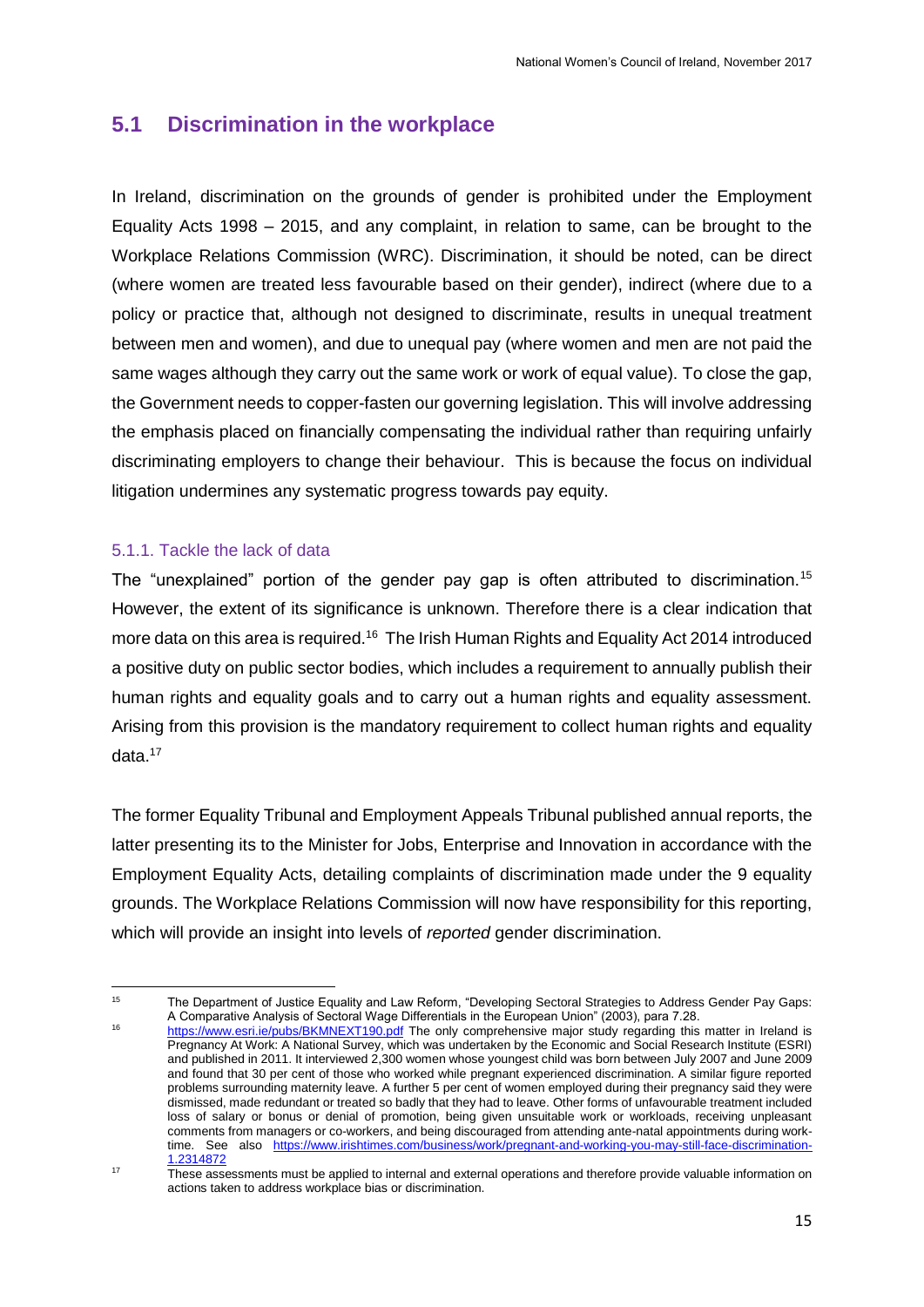## 5.1 Discrimination in the workplace

In Ireland, discrimination on the grounds of gender is prohibited under the Employment Equality Acts 1998 – 2015, and any complaint, in relation to same, can be brought to the Workplace Relations Commission (WRC). Discrimination, it should be noted, can be direct (where women are treated less favourable based on their gender), indirect (where due to a policy or practice that, although not designed to discriminate, results in unequal treatment between men and women), and due to unequal pay (where women and men are not paid the same wages although they carry out the same work or work of equal value). To close the gap, the Government needs to copper-fasten our governing legislation. This will involve addressing the emphasis placed on financially compensating the individual rather than requiring unfairly discriminating employers to change their behaviour. This is because the focus on individual litigation undermines any systematic progress towards pay equity.

### 5.1.1. Tackle the lack of data

The "unexplained" portion of the gender pay gap is often attributed to discrimination.[15] However, the extent of its significance is unknown. Therefore there is a clear indication that more data on this area is required.[16] The Irish Human Rights and Equality Act 2014 introduced a positive duty on public sector bodies, which includes a requirement to annually publish their human rights and equality goals and to carry out a human rights and equality assessment. Arising from this provision is the mandatory requirement to collect human rights and equality data.[17]

The former Equality Tribunal and Employment Appeals Tribunal published annual reports, the latter presenting its to the Minister for Jobs, Enterprise and Innovation in accordance with the Employment Equality Acts, detailing complaints of discrimination made under the 9 equality grounds. The Workplace Relations Commission will now have responsibility for this reporting, which will provide an insight into levels of *reported* gender discrimination.

---

[15] The Department of Justice Equality and Law Reform, "Developing Sectoral Strategies to Address Gender Pay Gaps: A Comparative Analysis of Sectoral Wage Differentials in the European Union" (2003), para 7.28.

[16] https://www.esri.ie/pubs/BKMNEXT190.pdf The only comprehensive major study regarding this matter in Ireland is Pregnancy At Work: A National Survey, which was undertaken by the Economic and Social Research Institute (ESRI) and published in 2011. It interviewed 2,300 women whose youngest child was born between July 2007 and June 2009 and found that 30 per cent of those who worked while pregnant experienced discrimination. A similar figure reported problems surrounding maternity leave. A further 5 per cent of women employed during their pregnancy said they were dismissed, made redundant or treated so badly that they had to leave. Other forms of unfavourable treatment included loss of salary or bonus or denial of promotion, being given unsuitable work or workloads, receiving unpleasant comments from managers or co-workers, and being discouraged from attending ante-natal appointments during work-time. See also https://www.irishtimes.com/business/work/pregnant-and-working-you-may-still-face-discrimination-1.2314872

[17] These assessments must be applied to internal and external operations and therefore provide valuable information on actions taken to address workplace bias or discrimination.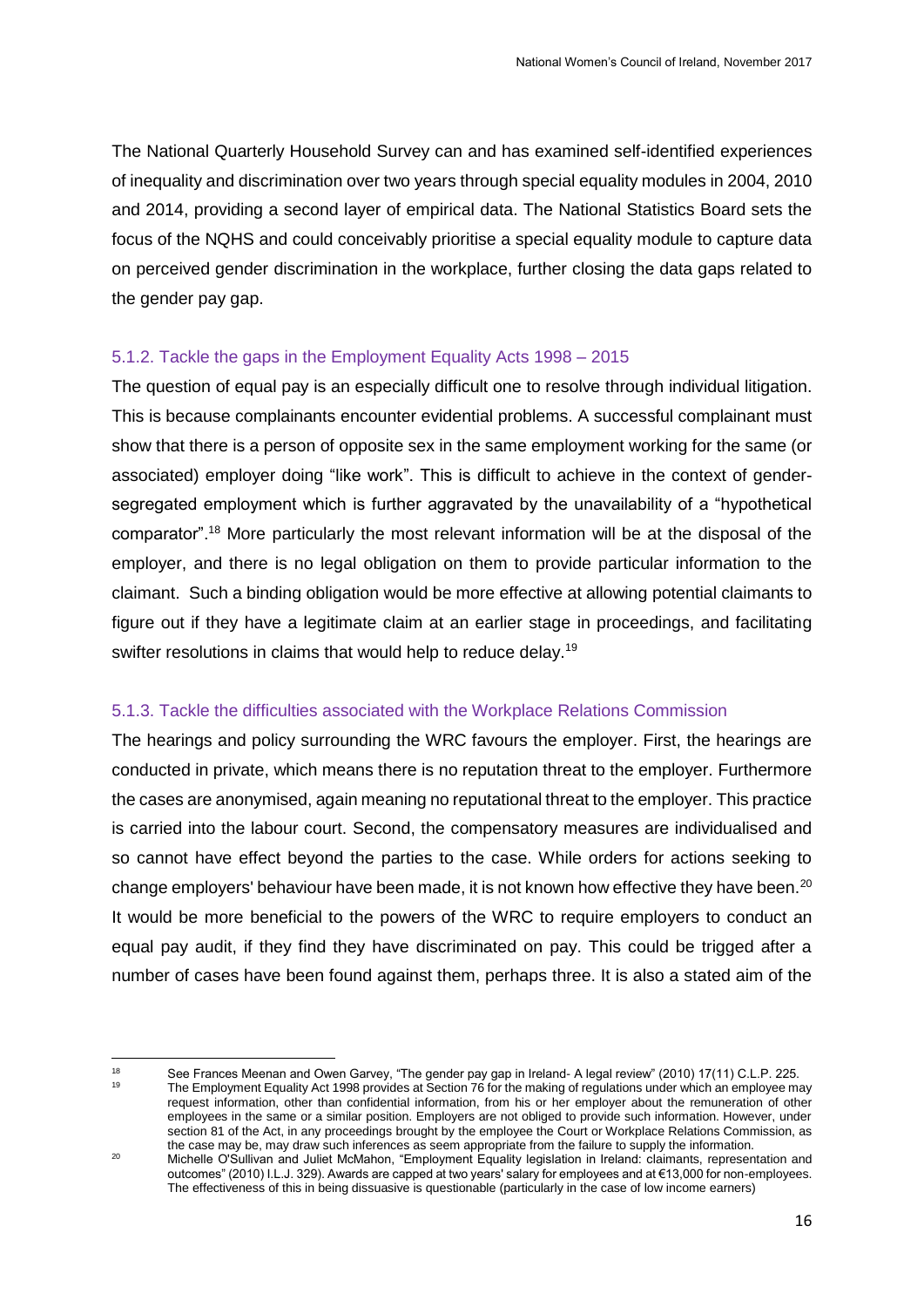The National Quarterly Household Survey can and has examined self-identified experiences of inequality and discrimination over two years through special equality modules in 2004, 2010 and 2014, providing a second layer of empirical data. The National Statistics Board sets the focus of the NQHS and could conceivably prioritise a special equality module to capture data on perceived gender discrimination in the workplace, further closing the data gaps related to the gender pay gap.

### 5.1.2. Tackle the gaps in the Employment Equality Acts 1998 – 2015

The question of equal pay is an especially difficult one to resolve through individual litigation. This is because complainants encounter evidential problems. A successful complainant must show that there is a person of opposite sex in the same employment working for the same (or associated) employer doing "like work". This is difficult to achieve in the context of gender-segregated employment which is further aggravated by the unavailability of a "hypothetical comparator".[18] More particularly the most relevant information will be at the disposal of the employer, and there is no legal obligation on them to provide particular information to the claimant. Such a binding obligation would be more effective at allowing potential claimants to figure out if they have a legitimate claim at an earlier stage in proceedings, and facilitating swifter resolutions in claims that would help to reduce delay.[19]

### 5.1.3. Tackle the difficulties associated with the Workplace Relations Commission

The hearings and policy surrounding the WRC favours the employer. First, the hearings are conducted in private, which means there is no reputation threat to the employer. Furthermore the cases are anonymised, again meaning no reputational threat to the employer. This practice is carried into the labour court. Second, the compensatory measures are individualised and so cannot have effect beyond the parties to the case. While orders for actions seeking to change employers' behaviour have been made, it is not known how effective they have been.[20] It would be more beneficial to the powers of the WRC to require employers to conduct an equal pay audit, if they find they have discriminated on pay. This could be trigged after a number of cases have been found against them, perhaps three. It is also a stated aim of the

---

[18] See Frances Meenan and Owen Garvey, "The gender pay gap in Ireland- A legal review" (2010) 17(11) C.L.P. 225.

[19] The Employment Equality Act 1998 provides at Section 76 for the making of regulations under which an employee may request information, other than confidential information, from his or her employer about the remuneration of other employees in the same or a similar position. Employers are not obliged to provide such information. However, under section 81 of the Act, in any proceedings brought by the employee the Court or Workplace Relations Commission, as the case may be, may draw such inferences as seem appropriate from the failure to supply the information.

[20] Michelle O'Sullivan and Juliet McMahon, "Employment Equality legislation in Ireland: claimants, representation and outcomes" (2010) I.L.J. 329). Awards are capped at two years' salary for employees and at €13,000 for non-employees. The effectiveness of this in being dissuasive is questionable (particularly in the case of low income earners)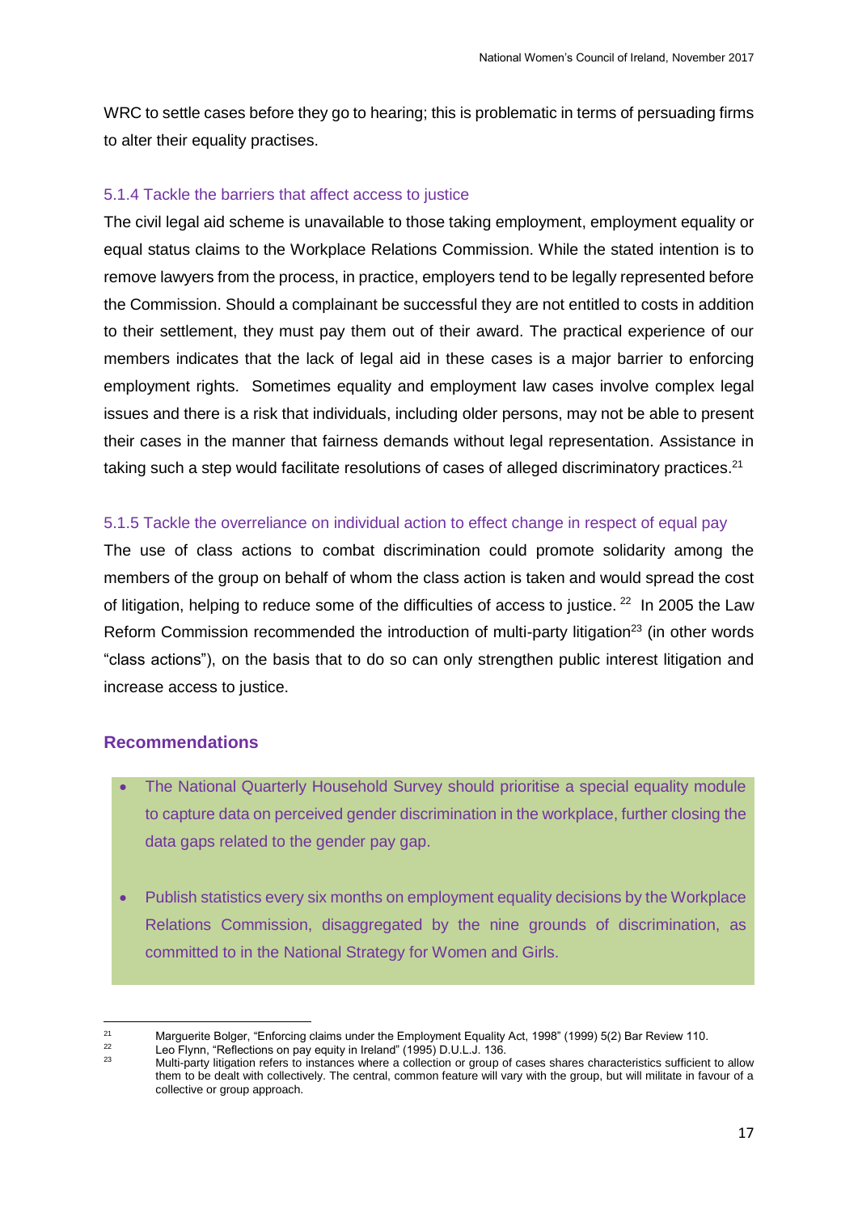WRC to settle cases before they go to hearing; this is problematic in terms of persuading firms to alter their equality practises.

### 5.1.4 Tackle the barriers that affect access to justice

The civil legal aid scheme is unavailable to those taking employment, employment equality or equal status claims to the Workplace Relations Commission. While the stated intention is to remove lawyers from the process, in practice, employers tend to be legally represented before the Commission. Should a complainant be successful they are not entitled to costs in addition to their settlement, they must pay them out of their award. The practical experience of our members indicates that the lack of legal aid in these cases is a major barrier to enforcing employment rights. Sometimes equality and employment law cases involve complex legal issues and there is a risk that individuals, including older persons, may not be able to present their cases in the manner that fairness demands without legal representation. Assistance in taking such a step would facilitate resolutions of cases of alleged discriminatory practices.[21]

### 5.1.5 Tackle the overreliance on individual action to effect change in respect of equal pay

The use of class actions to combat discrimination could promote solidarity among the members of the group on behalf of whom the class action is taken and would spread the cost of litigation, helping to reduce some of the difficulties of access to justice. [22] In 2005 the Law Reform Commission recommended the introduction of multi-party litigation[23] (in other words "class actions"), on the basis that to do so can only strengthen public interest litigation and increase access to justice.

## Recommendations

- The National Quarterly Household Survey should prioritise a special equality module to capture data on perceived gender discrimination in the workplace, further closing the data gaps related to the gender pay gap.
- Publish statistics every six months on employment equality decisions by the Workplace Relations Commission, disaggregated by the nine grounds of discrimination, as committed to in the National Strategy for Women and Girls.

---

[21] Marguerite Bolger, "Enforcing claims under the Employment Equality Act, 1998" (1999) 5(2) Bar Review 110.

[22] Leo Flynn, "Reflections on pay equity in Ireland" (1995) D.U.L.J. 136.

[23] Multi-party litigation refers to instances where a collection or group of cases shares characteristics sufficient to allow them to be dealt with collectively. The central, common feature will vary with the group, but will militate in favour of a collective or group approach.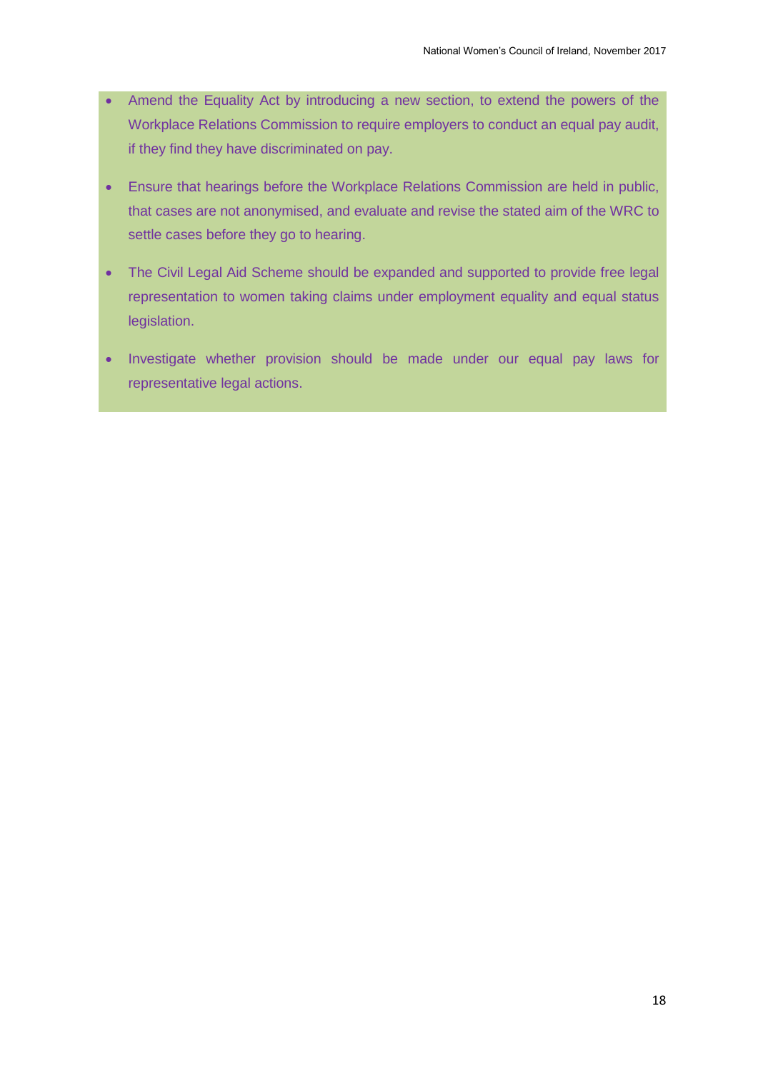- Amend the Equality Act by introducing a new section, to extend the powers of the Workplace Relations Commission to require employers to conduct an equal pay audit, if they find they have discriminated on pay.
- Ensure that hearings before the Workplace Relations Commission are held in public, that cases are not anonymised, and evaluate and revise the stated aim of the WRC to settle cases before they go to hearing.
- The Civil Legal Aid Scheme should be expanded and supported to provide free legal representation to women taking claims under employment equality and equal status legislation.
- Investigate whether provision should be made under our equal pay laws for representative legal actions.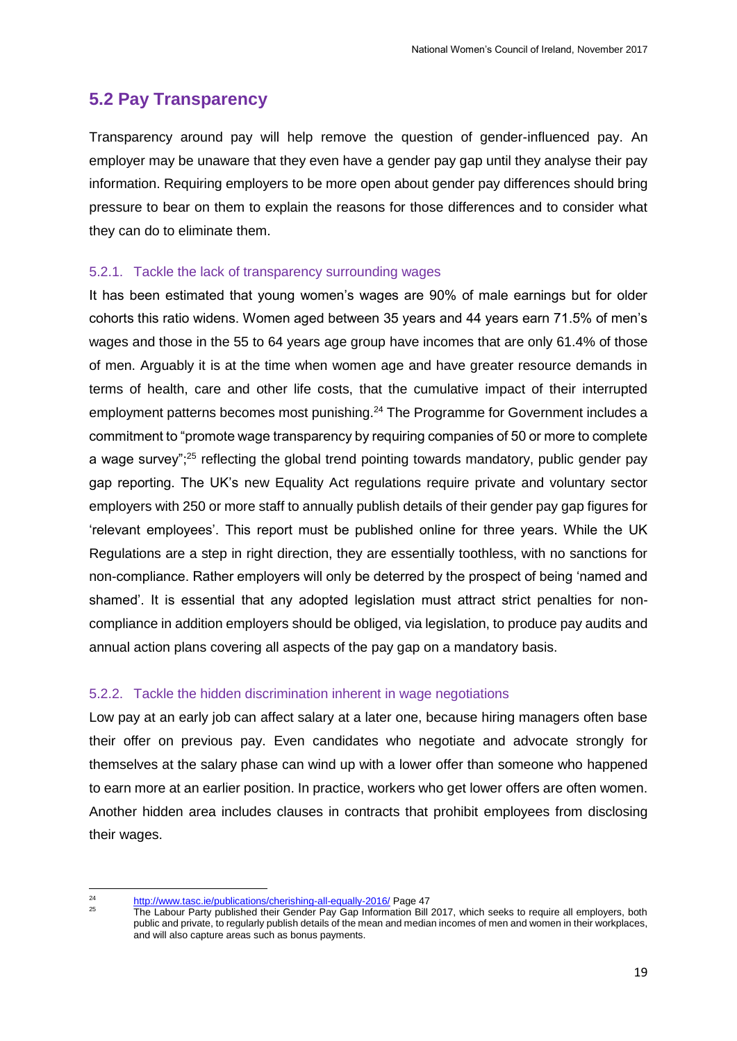## 5.2 Pay Transparency

Transparency around pay will help remove the question of gender-influenced pay. An employer may be unaware that they even have a gender pay gap until they analyse their pay information. Requiring employers to be more open about gender pay differences should bring pressure to bear on them to explain the reasons for those differences and to consider what they can do to eliminate them.

### 5.2.1. Tackle the lack of transparency surrounding wages

It has been estimated that young women's wages are 90% of male earnings but for older cohorts this ratio widens. Women aged between 35 years and 44 years earn 71.5% of men's wages and those in the 55 to 64 years age group have incomes that are only 61.4% of those of men. Arguably it is at the time when women age and have greater resource demands in terms of health, care and other life costs, that the cumulative impact of their interrupted employment patterns becomes most punishing.[24] The Programme for Government includes a commitment to "promote wage transparency by requiring companies of 50 or more to complete a wage survey";[25] reflecting the global trend pointing towards mandatory, public gender pay gap reporting. The UK's new Equality Act regulations require private and voluntary sector employers with 250 or more staff to annually publish details of their gender pay gap figures for 'relevant employees'. This report must be published online for three years. While the UK Regulations are a step in right direction, they are essentially toothless, with no sanctions for non-compliance. Rather employers will only be deterred by the prospect of being 'named and shamed'. It is essential that any adopted legislation must attract strict penalties for non-compliance in addition employers should be obliged, via legislation, to produce pay audits and annual action plans covering all aspects of the pay gap on a mandatory basis.

### 5.2.2. Tackle the hidden discrimination inherent in wage negotiations

Low pay at an early job can affect salary at a later one, because hiring managers often base their offer on previous pay. Even candidates who negotiate and advocate strongly for themselves at the salary phase can wind up with a lower offer than someone who happened to earn more at an earlier position. In practice, workers who get lower offers are often women. Another hidden area includes clauses in contracts that prohibit employees from disclosing their wages.

---

[24] http://www.tasc.ie/publications/cherishing-all-equally-2016/ Page 47

[25] The Labour Party published their Gender Pay Gap Information Bill 2017, which seeks to require all employers, both public and private, to regularly publish details of the mean and median incomes of men and women in their workplaces, and will also capture areas such as bonus payments.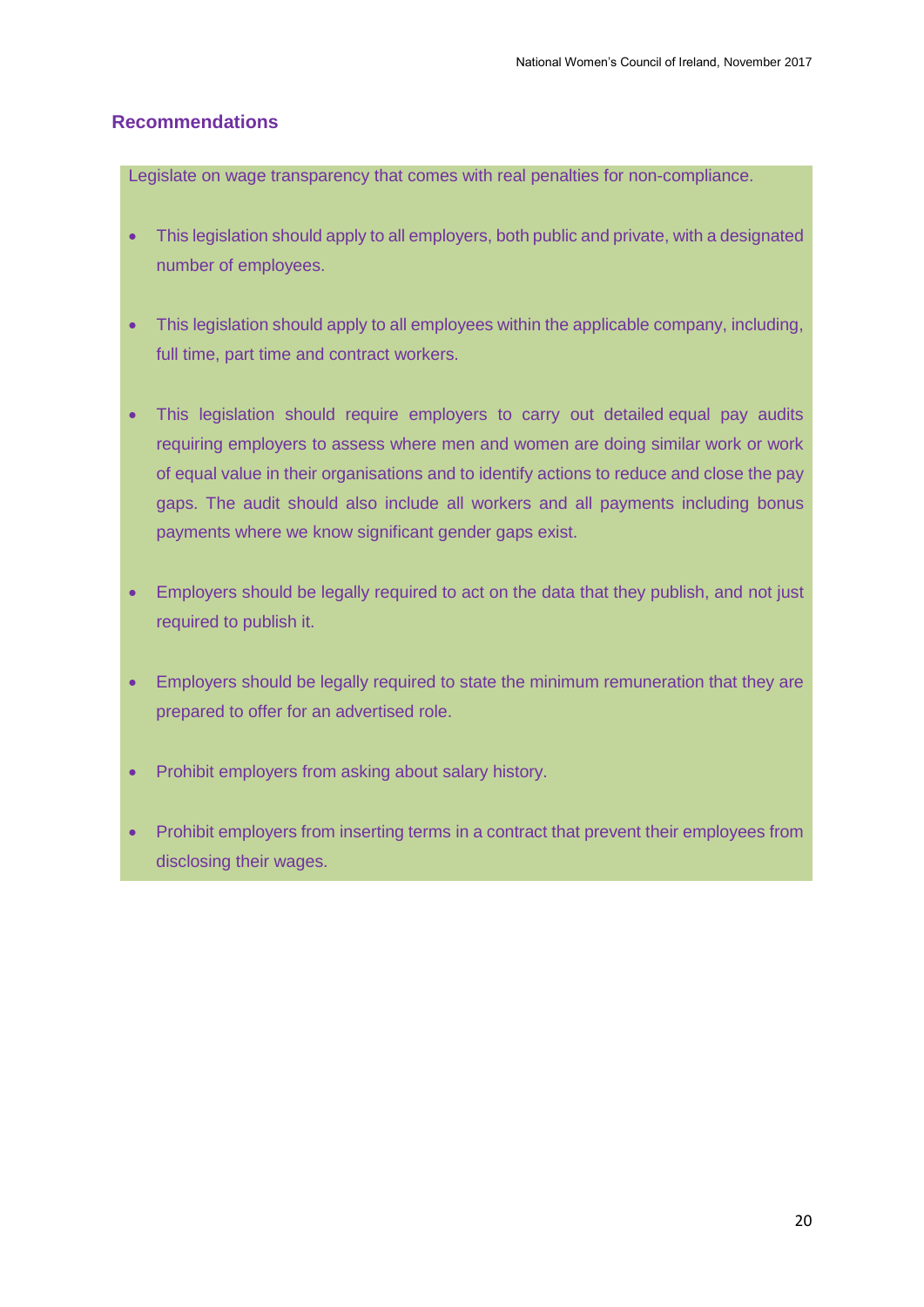## Recommendations

Legislate on wage transparency that comes with real penalties for non-compliance.

- This legislation should apply to all employers, both public and private, with a designated number of employees.
- This legislation should apply to all employees within the applicable company, including, full time, part time and contract workers.
- This legislation should require employers to carry out detailed equal pay audits requiring employers to assess where men and women are doing similar work or work of equal value in their organisations and to identify actions to reduce and close the pay gaps. The audit should also include all workers and all payments including bonus payments where we know significant gender gaps exist.
- Employers should be legally required to act on the data that they publish, and not just required to publish it.
- Employers should be legally required to state the minimum remuneration that they are prepared to offer for an advertised role.
- Prohibit employers from asking about salary history.
- Prohibit employers from inserting terms in a contract that prevent their employees from disclosing their wages.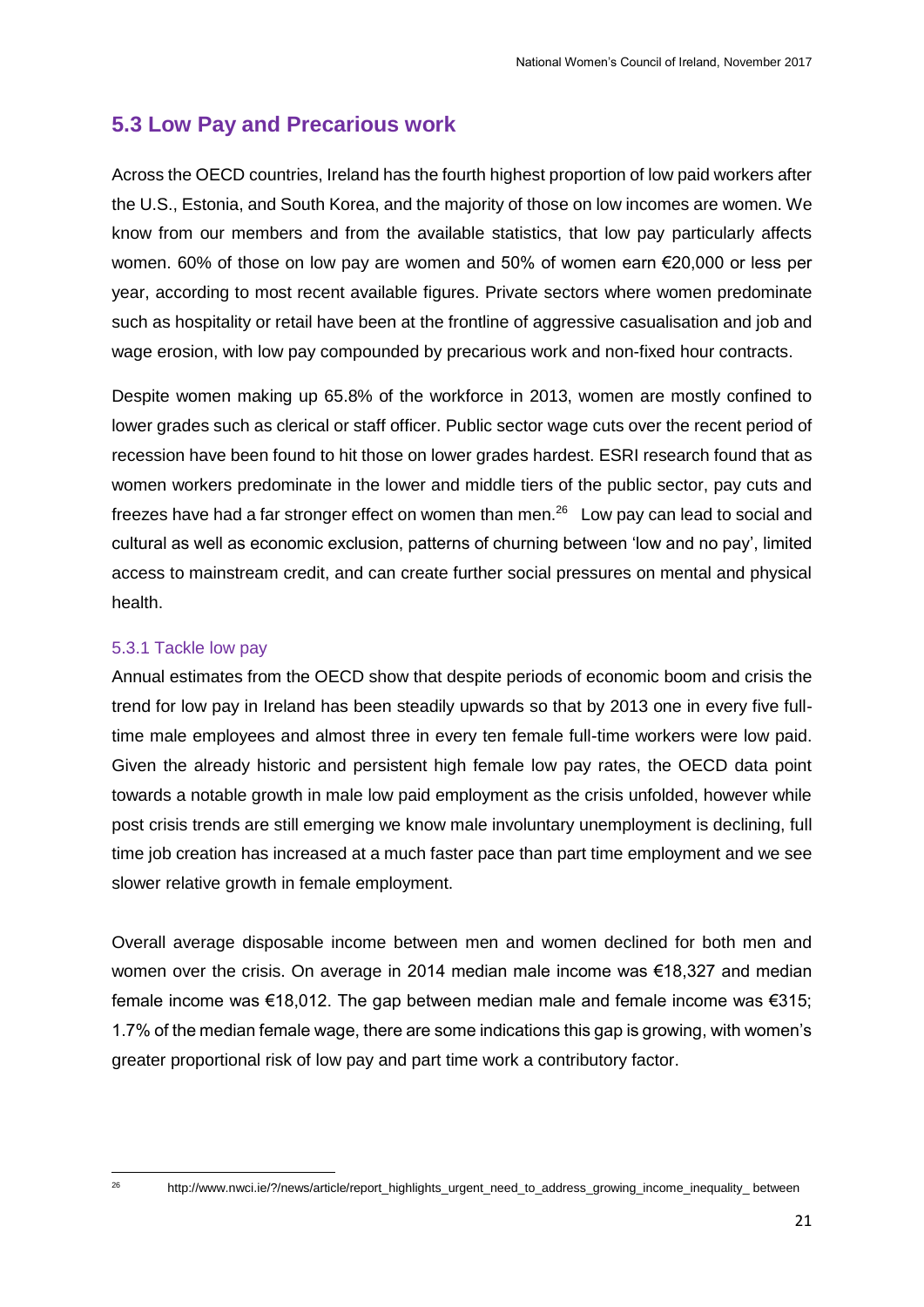## 5.3 Low Pay and Precarious work

Across the OECD countries, Ireland has the fourth highest proportion of low paid workers after the U.S., Estonia, and South Korea, and the majority of those on low incomes are women. We know from our members and from the available statistics, that low pay particularly affects women. 60% of those on low pay are women and 50% of women earn €20,000 or less per year, according to most recent available figures. Private sectors where women predominate such as hospitality or retail have been at the frontline of aggressive casualisation and job and wage erosion, with low pay compounded by precarious work and non-fixed hour contracts.

Despite women making up 65.8% of the workforce in 2013, women are mostly confined to lower grades such as clerical or staff officer. Public sector wage cuts over the recent period of recession have been found to hit those on lower grades hardest. ESRI research found that as women workers predominate in the lower and middle tiers of the public sector, pay cuts and freezes have had a far stronger effect on women than men.[26] Low pay can lead to social and cultural as well as economic exclusion, patterns of churning between 'low and no pay', limited access to mainstream credit, and can create further social pressures on mental and physical health.

### 5.3.1 Tackle low pay

Annual estimates from the OECD show that despite periods of economic boom and crisis the trend for low pay in Ireland has been steadily upwards so that by 2013 one in every five full-time male employees and almost three in every ten female full-time workers were low paid. Given the already historic and persistent high female low pay rates, the OECD data point towards a notable growth in male low paid employment as the crisis unfolded, however while post crisis trends are still emerging we know male involuntary unemployment is declining, full time job creation has increased at a much faster pace than part time employment and we see slower relative growth in female employment.

Overall average disposable income between men and women declined for both men and women over the crisis. On average in 2014 median male income was €18,327 and median female income was €18,012. The gap between median male and female income was €315; 1.7% of the median female wage, there are some indications this gap is growing, with women's greater proportional risk of low pay and part time work a contributory factor.

[26] http://www.nwci.ie/?/news/article/report_highlights_urgent_need_to_address_growing_income_inequality_ between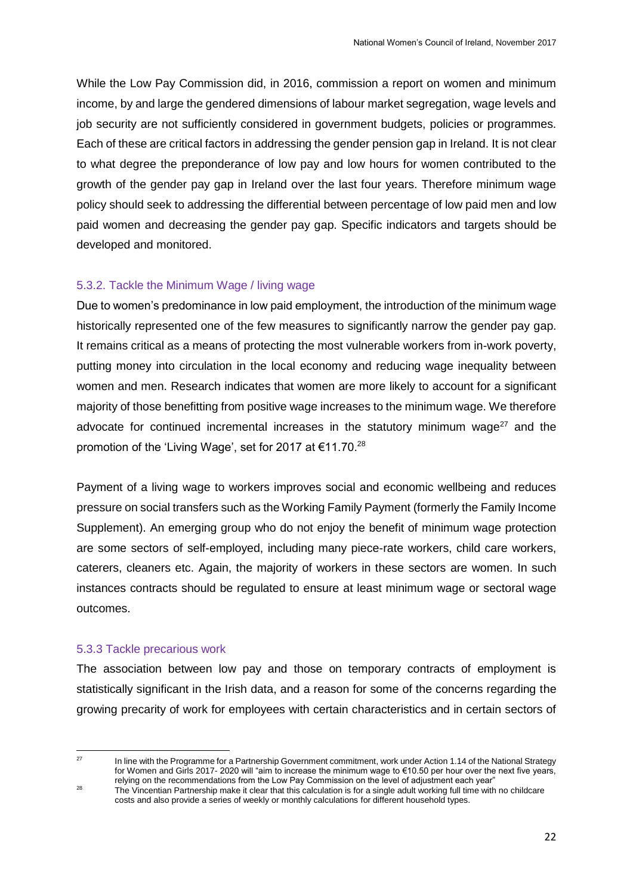While the Low Pay Commission did, in 2016, commission a report on women and minimum income, by and large the gendered dimensions of labour market segregation, wage levels and job security are not sufficiently considered in government budgets, policies or programmes. Each of these are critical factors in addressing the gender pension gap in Ireland. It is not clear to what degree the preponderance of low pay and low hours for women contributed to the growth of the gender pay gap in Ireland over the last four years. Therefore minimum wage policy should seek to addressing the differential between percentage of low paid men and low paid women and decreasing the gender pay gap. Specific indicators and targets should be developed and monitored.

### 5.3.2. Tackle the Minimum Wage / living wage

Due to women's predominance in low paid employment, the introduction of the minimum wage historically represented one of the few measures to significantly narrow the gender pay gap. It remains critical as a means of protecting the most vulnerable workers from in-work poverty, putting money into circulation in the local economy and reducing wage inequality between women and men. Research indicates that women are more likely to account for a significant majority of those benefitting from positive wage increases to the minimum wage. We therefore advocate for continued incremental increases in the statutory minimum wage[27] and the promotion of the 'Living Wage', set for 2017 at €11.70.[28]

Payment of a living wage to workers improves social and economic wellbeing and reduces pressure on social transfers such as the Working Family Payment (formerly the Family Income Supplement). An emerging group who do not enjoy the benefit of minimum wage protection are some sectors of self-employed, including many piece-rate workers, child care workers, caterers, cleaners etc. Again, the majority of workers in these sectors are women. In such instances contracts should be regulated to ensure at least minimum wage or sectoral wage outcomes.

### 5.3.3 Tackle precarious work

The association between low pay and those on temporary contracts of employment is statistically significant in the Irish data, and a reason for some of the concerns regarding the growing precarity of work for employees with certain characteristics and in certain sectors of

---

[27] In line with the Programme for a Partnership Government commitment, work under Action 1.14 of the National Strategy for Women and Girls 2017- 2020 will "aim to increase the minimum wage to €10.50 per hour over the next five years, relying on the recommendations from the Low Pay Commission on the level of adjustment each year"

[28] The Vincentian Partnership make it clear that this calculation is for a single adult working full time with no childcare costs and also provide a series of weekly or monthly calculations for different household types.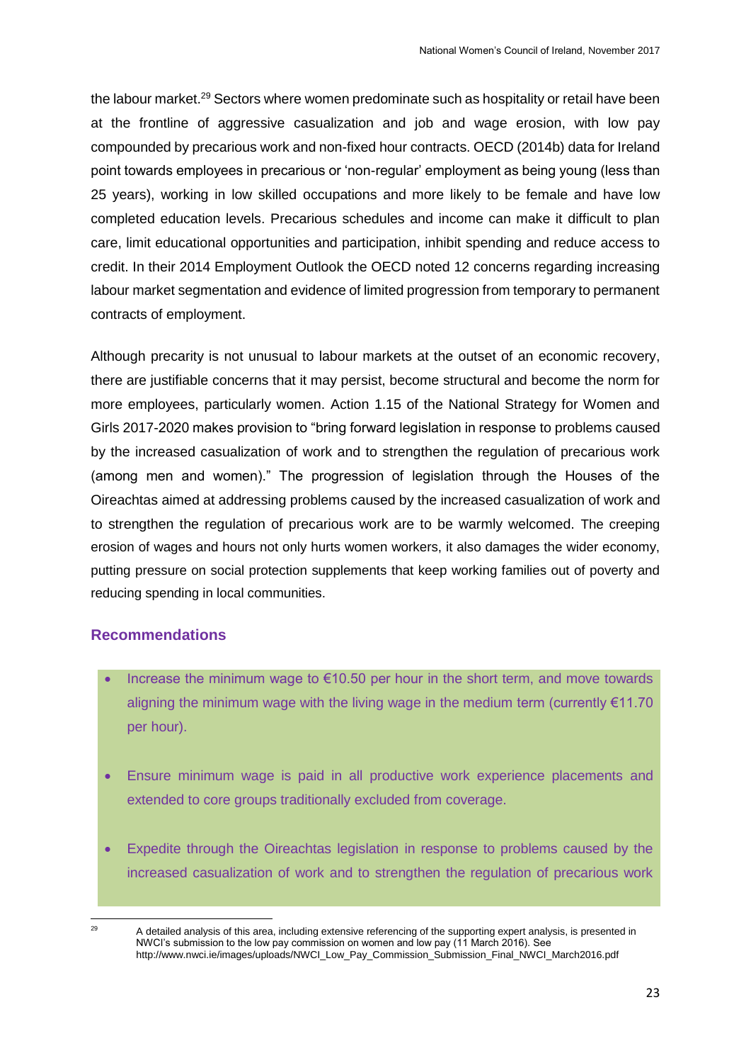the labour market.[29] Sectors where women predominate such as hospitality or retail have been at the frontline of aggressive casualization and job and wage erosion, with low pay compounded by precarious work and non-fixed hour contracts. OECD (2014b) data for Ireland point towards employees in precarious or 'non-regular' employment as being young (less than 25 years), working in low skilled occupations and more likely to be female and have low completed education levels. Precarious schedules and income can make it difficult to plan care, limit educational opportunities and participation, inhibit spending and reduce access to credit. In their 2014 Employment Outlook the OECD noted 12 concerns regarding increasing labour market segmentation and evidence of limited progression from temporary to permanent contracts of employment.

Although precarity is not unusual to labour markets at the outset of an economic recovery, there are justifiable concerns that it may persist, become structural and become the norm for more employees, particularly women. Action 1.15 of the National Strategy for Women and Girls 2017-2020 makes provision to "bring forward legislation in response to problems caused by the increased casualization of work and to strengthen the regulation of precarious work (among men and women)." The progression of legislation through the Houses of the Oireachtas aimed at addressing problems caused by the increased casualization of work and to strengthen the regulation of precarious work are to be warmly welcomed. The creeping erosion of wages and hours not only hurts women workers, it also damages the wider economy, putting pressure on social protection supplements that keep working families out of poverty and reducing spending in local communities.

## Recommendations

- Increase the minimum wage to €10.50 per hour in the short term, and move towards aligning the minimum wage with the living wage in the medium term (currently €11.70 per hour).
- Ensure minimum wage is paid in all productive work experience placements and extended to core groups traditionally excluded from coverage.
- Expedite through the Oireachtas legislation in response to problems caused by the increased casualization of work and to strengthen the regulation of precarious work

[29] A detailed analysis of this area, including extensive referencing of the supporting expert analysis, is presented in NWCI's submission to the low pay commission on women and low pay (11 March 2016). See http://www.nwci.ie/images/uploads/NWCI_Low_Pay_Commission_Submission_Final_NWCI_March2016.pdf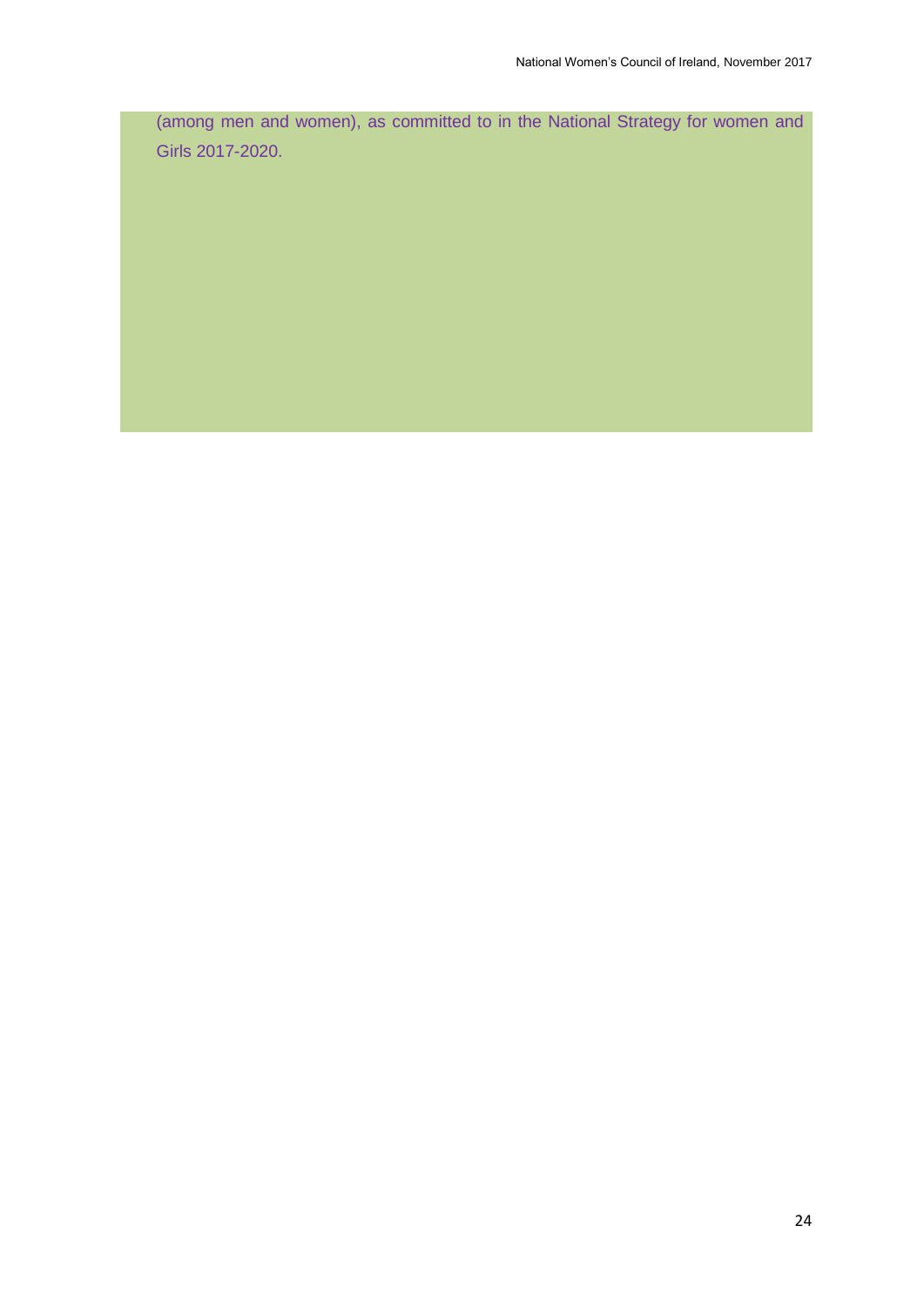(among men and women), as committed to in the National Strategy for women and Girls 2017-2020.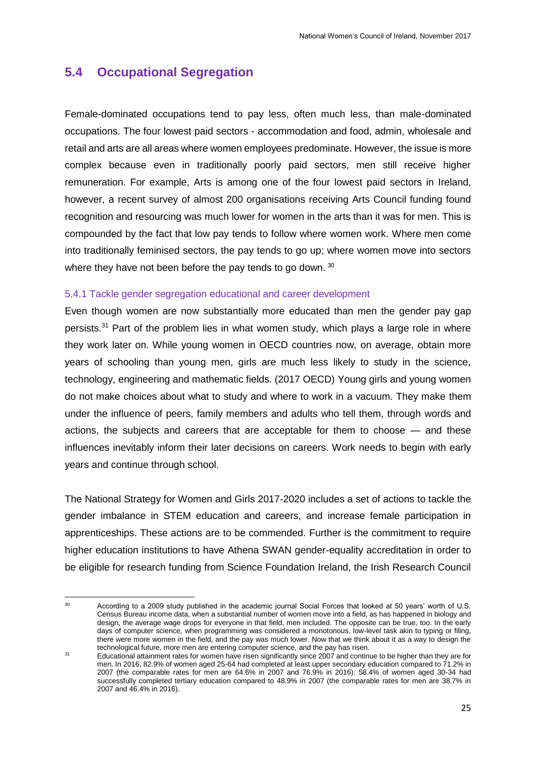## 5.4 Occupational Segregation

Female-dominated occupations tend to pay less, often much less, than male-dominated occupations. The four lowest paid sectors - accommodation and food, admin, wholesale and retail and arts are all areas where women employees predominate. However, the issue is more complex because even in traditionally poorly paid sectors, men still receive higher remuneration. For example, Arts is among one of the four lowest paid sectors in Ireland, however, a recent survey of almost 200 organisations receiving Arts Council funding found recognition and resourcing was much lower for women in the arts than it was for men. This is compounded by the fact that low pay tends to follow where women work. Where men come into traditionally feminised sectors, the pay tends to go up; where women move into sectors where they have not been before the pay tends to go down. [30]

### 5.4.1 Tackle gender segregation educational and career development

Even though women are now substantially more educated than men the gender pay gap persists.[31] Part of the problem lies in what women study, which plays a large role in where they work later on. While young women in OECD countries now, on average, obtain more years of schooling than young men, girls are much less likely to study in the science, technology, engineering and mathematic fields. (2017 OECD) Young girls and young women do not make choices about what to study and where to work in a vacuum. They make them under the influence of peers, family members and adults who tell them, through words and actions, the subjects and careers that are acceptable for them to choose — and these influences inevitably inform their later decisions on careers. Work needs to begin with early years and continue through school.

The National Strategy for Women and Girls 2017-2020 includes a set of actions to tackle the gender imbalance in STEM education and careers, and increase female participation in apprenticeships. These actions are to be commended. Further is the commitment to require higher education institutions to have Athena SWAN gender-equality accreditation in order to be eligible for research funding from Science Foundation Ireland, the Irish Research Council

---

[30] According to a 2009 study published in the academic journal Social Forces that looked at 50 years' worth of U.S. Census Bureau income data, when a substantial number of women move into a field, as has happened in biology and design, the average wage drops for everyone in that field, men included. The opposite can be true, too. In the early days of computer science, when programming was considered a monotonous, low-level task akin to typing or filing, there were more women in the field, and the pay was much lower. Now that we think about it as a way to design the technological future, more men are entering computer science, and the pay has risen.

[31] Educational attainment rates for women have risen significantly since 2007 and continue to be higher than they are for men. In 2016, 82.9% of women aged 25-64 had completed at least upper secondary education compared to 71.2% in 2007 (the comparable rates for men are 64.6% in 2007 and 76.9% in 2016). 58.4% of women aged 30-34 had successfully completed tertiary education compared to 48.9% in 2007 (the comparable rates for men are 38.7% in 2007 and 46.4% in 2016).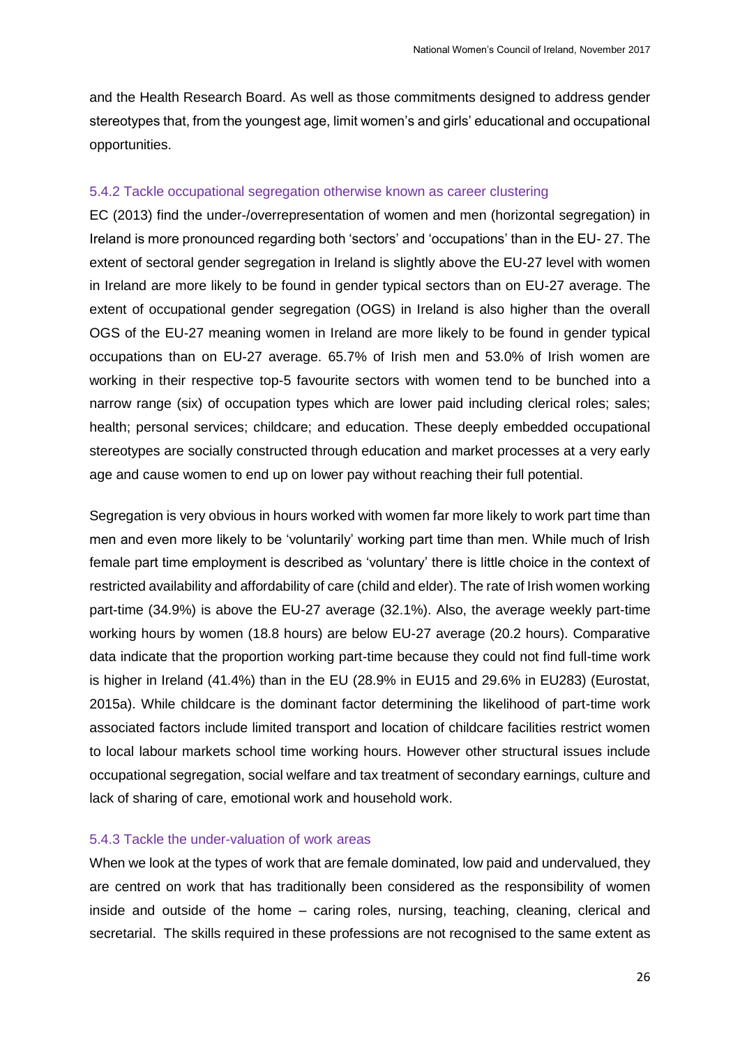and the Health Research Board. As well as those commitments designed to address gender stereotypes that, from the youngest age, limit women's and girls' educational and occupational opportunities.

### 5.4.2 Tackle occupational segregation otherwise known as career clustering

EC (2013) find the under-/overrepresentation of women and men (horizontal segregation) in Ireland is more pronounced regarding both 'sectors' and 'occupations' than in the EU- 27. The extent of sectoral gender segregation in Ireland is slightly above the EU-27 level with women in Ireland are more likely to be found in gender typical sectors than on EU-27 average. The extent of occupational gender segregation (OGS) in Ireland is also higher than the overall OGS of the EU-27 meaning women in Ireland are more likely to be found in gender typical occupations than on EU-27 average. 65.7% of Irish men and 53.0% of Irish women are working in their respective top-5 favourite sectors with women tend to be bunched into a narrow range (six) of occupation types which are lower paid including clerical roles; sales; health; personal services; childcare; and education. These deeply embedded occupational stereotypes are socially constructed through education and market processes at a very early age and cause women to end up on lower pay without reaching their full potential.

Segregation is very obvious in hours worked with women far more likely to work part time than men and even more likely to be 'voluntarily' working part time than men. While much of Irish female part time employment is described as 'voluntary' there is little choice in the context of restricted availability and affordability of care (child and elder). The rate of Irish women working part-time (34.9%) is above the EU-27 average (32.1%). Also, the average weekly part-time working hours by women (18.8 hours) are below EU-27 average (20.2 hours). Comparative data indicate that the proportion working part-time because they could not find full-time work is higher in Ireland (41.4%) than in the EU (28.9% in EU15 and 29.6% in EU283) (Eurostat, 2015a). While childcare is the dominant factor determining the likelihood of part-time work associated factors include limited transport and location of childcare facilities restrict women to local labour markets school time working hours. However other structural issues include occupational segregation, social welfare and tax treatment of secondary earnings, culture and lack of sharing of care, emotional work and household work.

### 5.4.3 Tackle the under-valuation of work areas

When we look at the types of work that are female dominated, low paid and undervalued, they are centred on work that has traditionally been considered as the responsibility of women inside and outside of the home – caring roles, nursing, teaching, cleaning, clerical and secretarial. The skills required in these professions are not recognised to the same extent as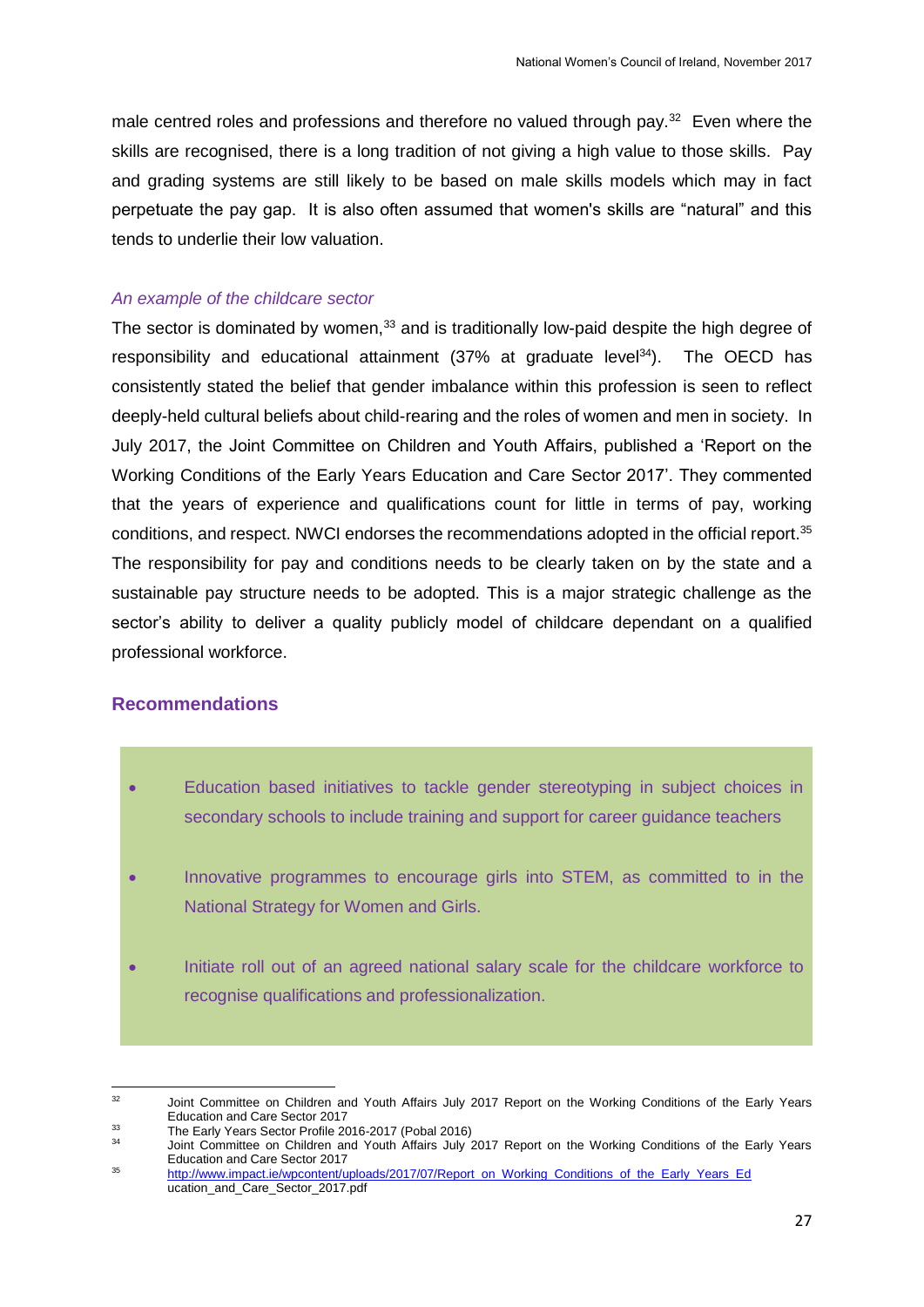male centred roles and professions and therefore no valued through pay.[32] Even where the skills are recognised, there is a long tradition of not giving a high value to those skills. Pay and grading systems are still likely to be based on male skills models which may in fact perpetuate the pay gap. It is also often assumed that women's skills are "natural" and this tends to underlie their low valuation.

*An example of the childcare sector*

The sector is dominated by women,[33] and is traditionally low-paid despite the high degree of responsibility and educational attainment (37% at graduate level[34]). The OECD has consistently stated the belief that gender imbalance within this profession is seen to reflect deeply-held cultural beliefs about child-rearing and the roles of women and men in society. In July 2017, the Joint Committee on Children and Youth Affairs, published a 'Report on the Working Conditions of the Early Years Education and Care Sector 2017'. They commented that the years of experience and qualifications count for little in terms of pay, working conditions, and respect. NWCI endorses the recommendations adopted in the official report.[35] The responsibility for pay and conditions needs to be clearly taken on by the state and a sustainable pay structure needs to be adopted. This is a major strategic challenge as the sector's ability to deliver a quality publicly model of childcare dependant on a qualified professional workforce.

### Recommendations

- Education based initiatives to tackle gender stereotyping in subject choices in secondary schools to include training and support for career guidance teachers
- Innovative programmes to encourage girls into STEM, as committed to in the National Strategy for Women and Girls.
- Initiate roll out of an agreed national salary scale for the childcare workforce to recognise qualifications and professionalization.

---

[32] Joint Committee on Children and Youth Affairs July 2017 Report on the Working Conditions of the Early Years Education and Care Sector 2017

[33] The Early Years Sector Profile 2016-2017 (Pobal 2016)

[34] Joint Committee on Children and Youth Affairs July 2017 Report on the Working Conditions of the Early Years Education and Care Sector 2017

[35] http://www.impact.ie/wpcontent/uploads/2017/07/Report_on_Working_Conditions_of_the_Early_Years_Education_and_Care_Sector_2017.pdf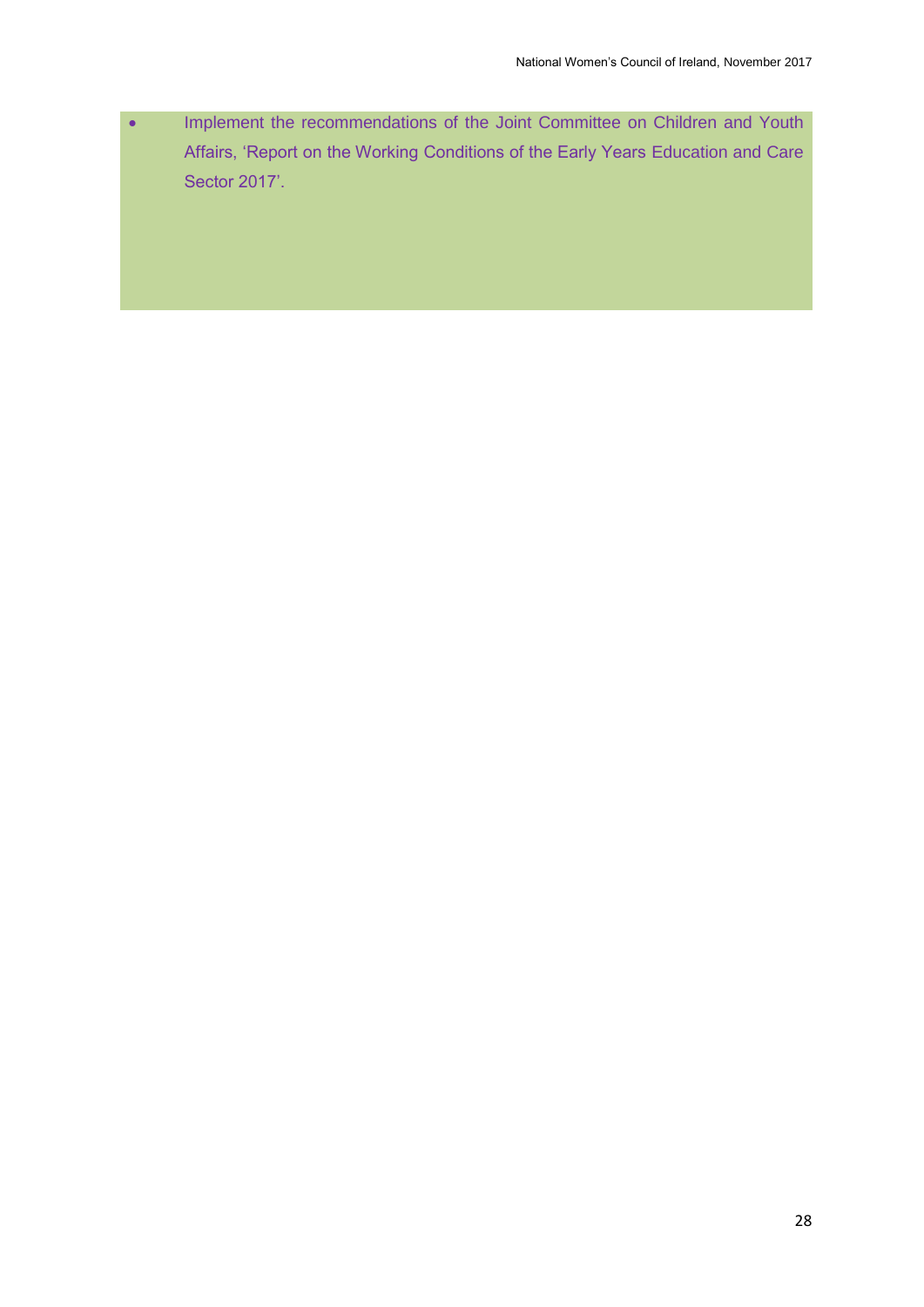- Implement the recommendations of the Joint Committee on Children and Youth Affairs, 'Report on the Working Conditions of the Early Years Education and Care Sector 2017'.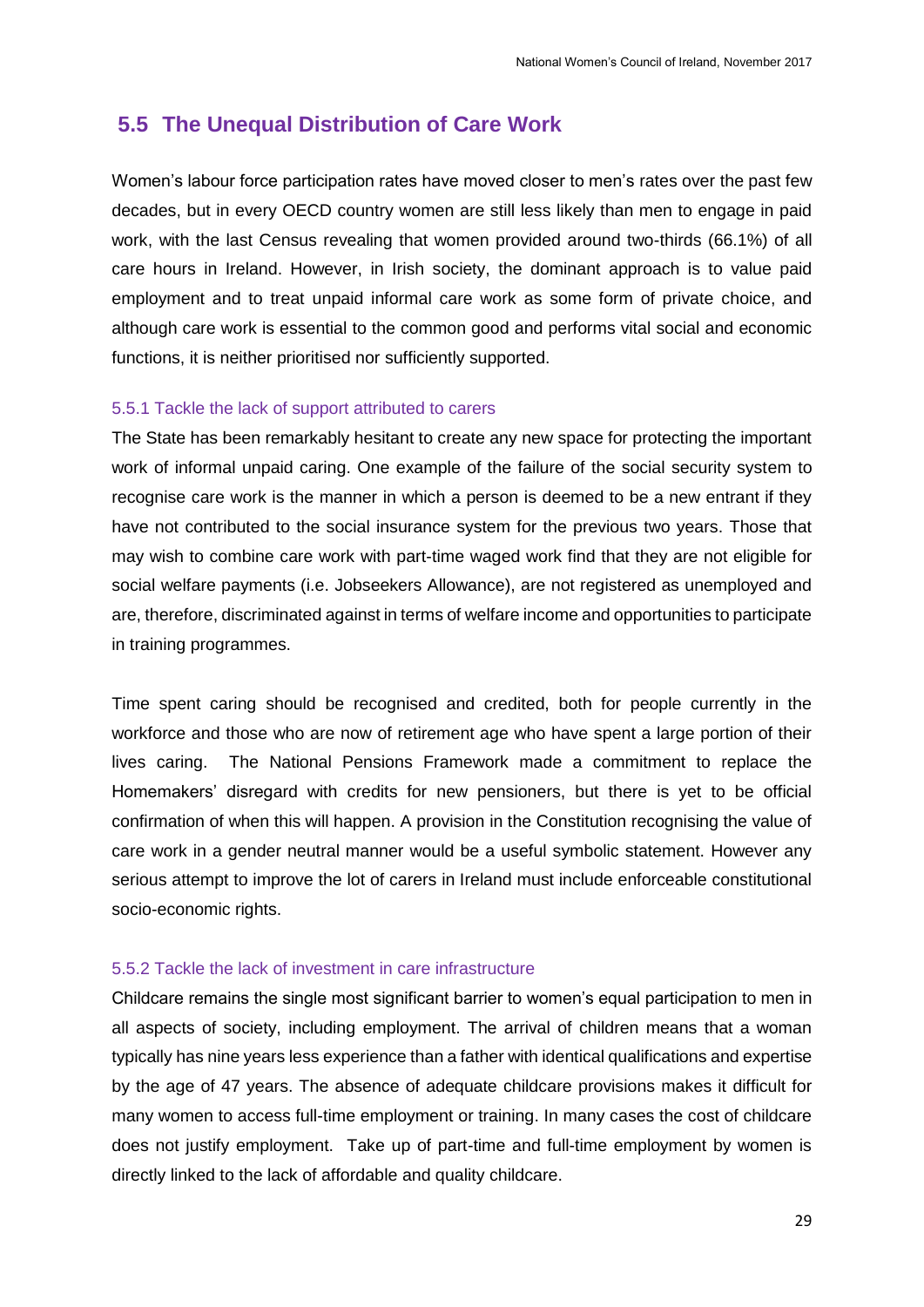## 5.5 The Unequal Distribution of Care Work

Women's labour force participation rates have moved closer to men's rates over the past few decades, but in every OECD country women are still less likely than men to engage in paid work, with the last Census revealing that women provided around two-thirds (66.1%) of all care hours in Ireland. However, in Irish society, the dominant approach is to value paid employment and to treat unpaid informal care work as some form of private choice, and although care work is essential to the common good and performs vital social and economic functions, it is neither prioritised nor sufficiently supported.

### 5.5.1 Tackle the lack of support attributed to carers

The State has been remarkably hesitant to create any new space for protecting the important work of informal unpaid caring. One example of the failure of the social security system to recognise care work is the manner in which a person is deemed to be a new entrant if they have not contributed to the social insurance system for the previous two years. Those that may wish to combine care work with part-time waged work find that they are not eligible for social welfare payments (i.e. Jobseekers Allowance), are not registered as unemployed and are, therefore, discriminated against in terms of welfare income and opportunities to participate in training programmes.

Time spent caring should be recognised and credited, both for people currently in the workforce and those who are now of retirement age who have spent a large portion of their lives caring. The National Pensions Framework made a commitment to replace the Homemakers' disregard with credits for new pensioners, but there is yet to be official confirmation of when this will happen. A provision in the Constitution recognising the value of care work in a gender neutral manner would be a useful symbolic statement. However any serious attempt to improve the lot of carers in Ireland must include enforceable constitutional socio-economic rights.

### 5.5.2 Tackle the lack of investment in care infrastructure

Childcare remains the single most significant barrier to women's equal participation to men in all aspects of society, including employment. The arrival of children means that a woman typically has nine years less experience than a father with identical qualifications and expertise by the age of 47 years. The absence of adequate childcare provisions makes it difficult for many women to access full-time employment or training. In many cases the cost of childcare does not justify employment. Take up of part-time and full-time employment by women is directly linked to the lack of affordable and quality childcare.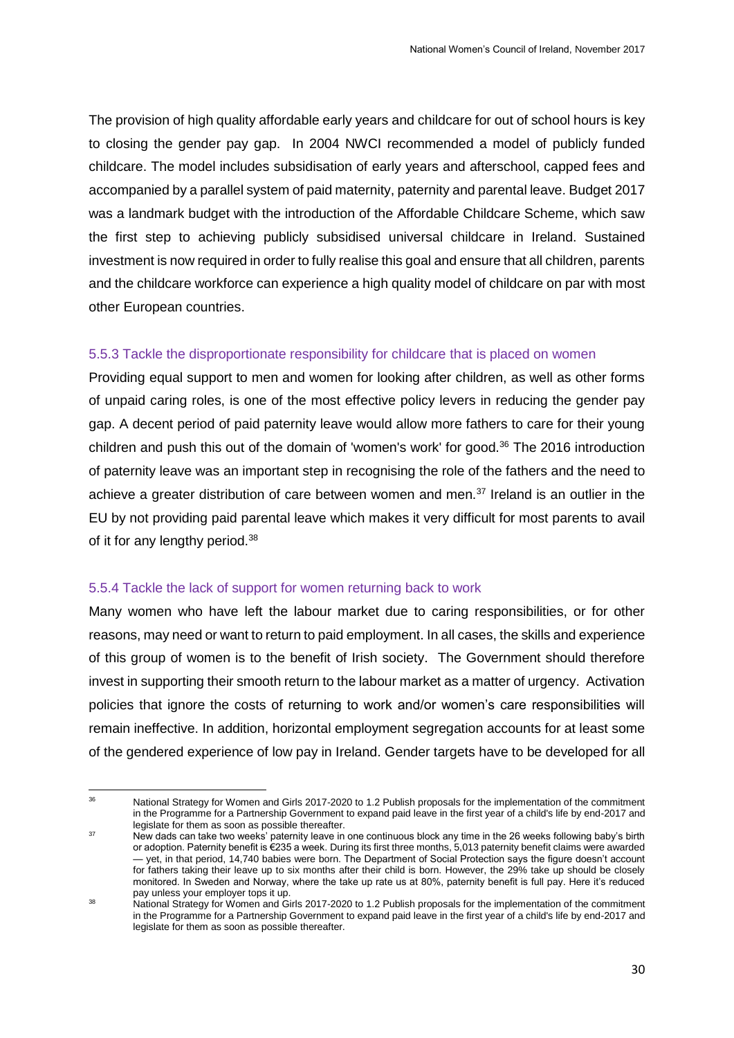The provision of high quality affordable early years and childcare for out of school hours is key to closing the gender pay gap. In 2004 NWCI recommended a model of publicly funded childcare. The model includes subsidisation of early years and afterschool, capped fees and accompanied by a parallel system of paid maternity, paternity and parental leave. Budget 2017 was a landmark budget with the introduction of the Affordable Childcare Scheme, which saw the first step to achieving publicly subsidised universal childcare in Ireland. Sustained investment is now required in order to fully realise this goal and ensure that all children, parents and the childcare workforce can experience a high quality model of childcare on par with most other European countries.

### 5.5.3 Tackle the disproportionate responsibility for childcare that is placed on women

Providing equal support to men and women for looking after children, as well as other forms of unpaid caring roles, is one of the most effective policy levers in reducing the gender pay gap. A decent period of paid paternity leave would allow more fathers to care for their young children and push this out of the domain of 'women's work' for good.[36] The 2016 introduction of paternity leave was an important step in recognising the role of the fathers and the need to achieve a greater distribution of care between women and men.[37] Ireland is an outlier in the EU by not providing paid parental leave which makes it very difficult for most parents to avail of it for any lengthy period.[38]

### 5.5.4 Tackle the lack of support for women returning back to work

Many women who have left the labour market due to caring responsibilities, or for other reasons, may need or want to return to paid employment. In all cases, the skills and experience of this group of women is to the benefit of Irish society. The Government should therefore invest in supporting their smooth return to the labour market as a matter of urgency. Activation policies that ignore the costs of returning to work and/or women's care responsibilities will remain ineffective. In addition, horizontal employment segregation accounts for at least some of the gendered experience of low pay in Ireland. Gender targets have to be developed for all

---

[36] National Strategy for Women and Girls 2017-2020 to 1.2 Publish proposals for the implementation of the commitment in the Programme for a Partnership Government to expand paid leave in the first year of a child's life by end-2017 and legislate for them as soon as possible thereafter.

[37] New dads can take two weeks' paternity leave in one continuous block any time in the 26 weeks following baby's birth or adoption. Paternity benefit is €235 a week. During its first three months, 5,013 paternity benefit claims were awarded — yet, in that period, 14,740 babies were born. The Department of Social Protection says the figure doesn't account for fathers taking their leave up to six months after their child is born. However, the 29% take up should be closely monitored. In Sweden and Norway, where the take up rate us at 80%, paternity benefit is full pay. Here it's reduced pay unless your employer tops it up.

[38] National Strategy for Women and Girls 2017-2020 to 1.2 Publish proposals for the implementation of the commitment in the Programme for a Partnership Government to expand paid leave in the first year of a child's life by end-2017 and legislate for them as soon as possible thereafter.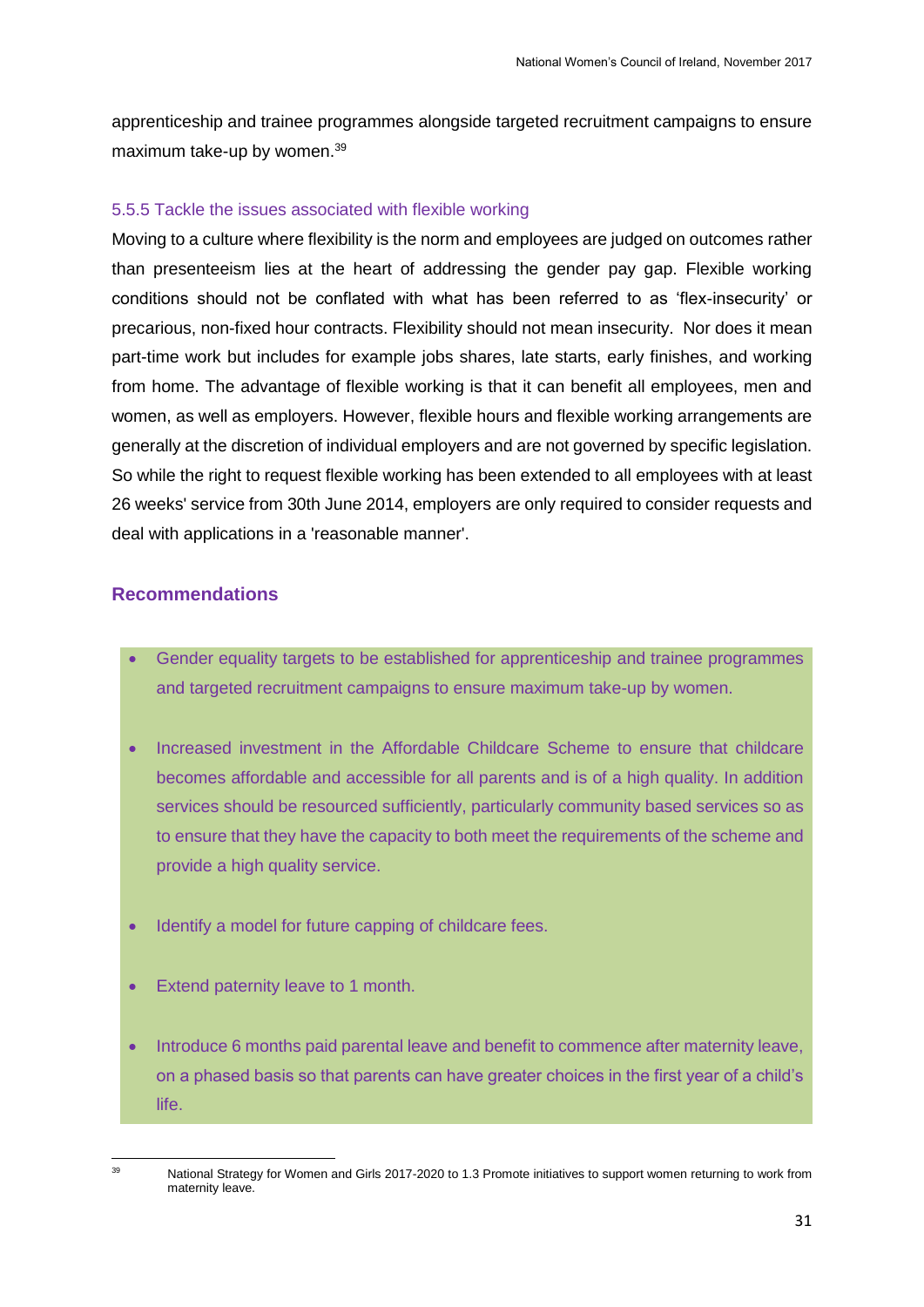apprenticeship and trainee programmes alongside targeted recruitment campaigns to ensure maximum take-up by women.[39]

### 5.5.5 Tackle the issues associated with flexible working

Moving to a culture where flexibility is the norm and employees are judged on outcomes rather than presenteeism lies at the heart of addressing the gender pay gap. Flexible working conditions should not be conflated with what has been referred to as 'flex-insecurity' or precarious, non-fixed hour contracts. Flexibility should not mean insecurity. Nor does it mean part-time work but includes for example jobs shares, late starts, early finishes, and working from home. The advantage of flexible working is that it can benefit all employees, men and women, as well as employers. However, flexible hours and flexible working arrangements are generally at the discretion of individual employers and are not governed by specific legislation. So while the right to request flexible working has been extended to all employees with at least 26 weeks' service from 30th June 2014, employers are only required to consider requests and deal with applications in a 'reasonable manner'.

## Recommendations

- Gender equality targets to be established for apprenticeship and trainee programmes and targeted recruitment campaigns to ensure maximum take-up by women.
- Increased investment in the Affordable Childcare Scheme to ensure that childcare becomes affordable and accessible for all parents and is of a high quality. In addition services should be resourced sufficiently, particularly community based services so as to ensure that they have the capacity to both meet the requirements of the scheme and provide a high quality service.
- Identify a model for future capping of childcare fees.
- Extend paternity leave to 1 month.
- Introduce 6 months paid parental leave and benefit to commence after maternity leave, on a phased basis so that parents can have greater choices in the first year of a child's life.

[39] National Strategy for Women and Girls 2017-2020 to 1.3 Promote initiatives to support women returning to work from maternity leave.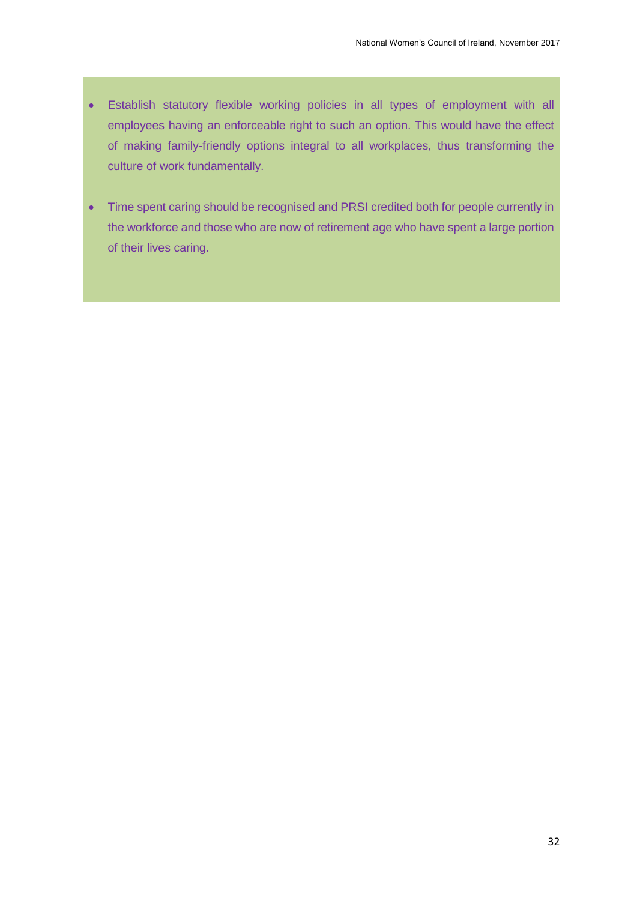- Establish statutory flexible working policies in all types of employment with all employees having an enforceable right to such an option. This would have the effect of making family-friendly options integral to all workplaces, thus transforming the culture of work fundamentally.

- Time spent caring should be recognised and PRSI credited both for people currently in the workforce and those who are now of retirement age who have spent a large portion of their lives caring.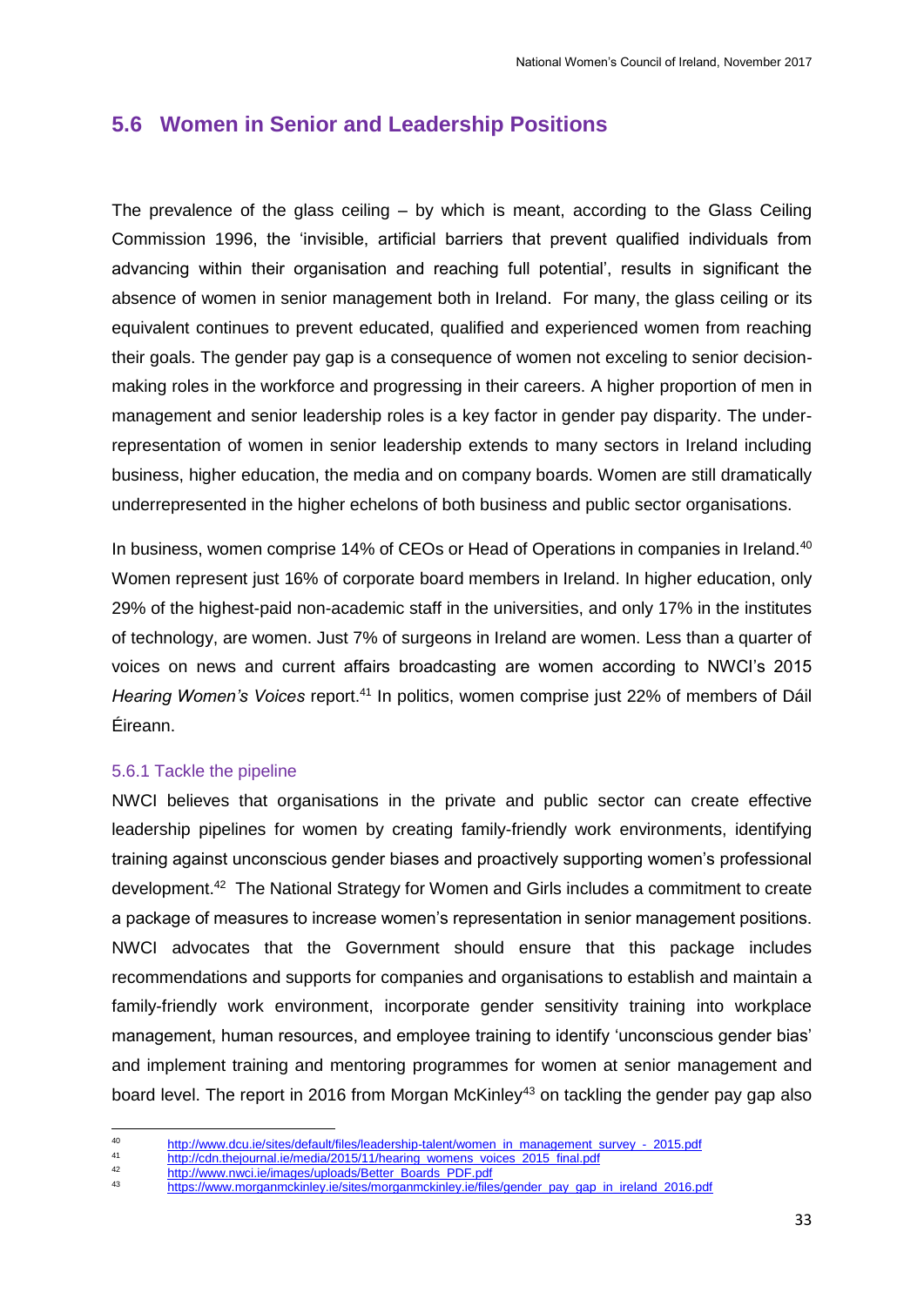## 5.6 Women in Senior and Leadership Positions

The prevalence of the glass ceiling – by which is meant, according to the Glass Ceiling Commission 1996, the 'invisible, artificial barriers that prevent qualified individuals from advancing within their organisation and reaching full potential', results in significant the absence of women in senior management both in Ireland. For many, the glass ceiling or its equivalent continues to prevent educated, qualified and experienced women from reaching their goals. The gender pay gap is a consequence of women not exceling to senior decision-making roles in the workforce and progressing in their careers. A higher proportion of men in management and senior leadership roles is a key factor in gender pay disparity. The under-representation of women in senior leadership extends to many sectors in Ireland including business, higher education, the media and on company boards. Women are still dramatically underrepresented in the higher echelons of both business and public sector organisations.

In business, women comprise 14% of CEOs or Head of Operations in companies in Ireland.[40] Women represent just 16% of corporate board members in Ireland. In higher education, only 29% of the highest-paid non-academic staff in the universities, and only 17% in the institutes of technology, are women. Just 7% of surgeons in Ireland are women. Less than a quarter of voices on news and current affairs broadcasting are women according to NWCI's 2015 *Hearing Women's Voices* report.[41] In politics, women comprise just 22% of members of Dáil Éireann.

### 5.6.1 Tackle the pipeline

NWCI believes that organisations in the private and public sector can create effective leadership pipelines for women by creating family-friendly work environments, identifying training against unconscious gender biases and proactively supporting women's professional development.[42] The National Strategy for Women and Girls includes a commitment to create a package of measures to increase women's representation in senior management positions. NWCI advocates that the Government should ensure that this package includes recommendations and supports for companies and organisations to establish and maintain a family-friendly work environment, incorporate gender sensitivity training into workplace management, human resources, and employee training to identify 'unconscious gender bias' and implement training and mentoring programmes for women at senior management and board level. The report in 2016 from Morgan McKinley[43] on tackling the gender pay gap also

---

[40] http://www.dcu.ie/sites/default/files/leadership-talent/women_in_management_survey_-_2015.pdf

[41] http://cdn.thejournal.ie/media/2015/11/hearing_womens_voices_2015_final.pdf

[42] http://www.nwci.ie/images/uploads/Better_Boards_PDF.pdf

[43] https://www.morganmckinley.ie/sites/morganmckinley.ie/files/gender_pay_gap_in_ireland_2016.pdf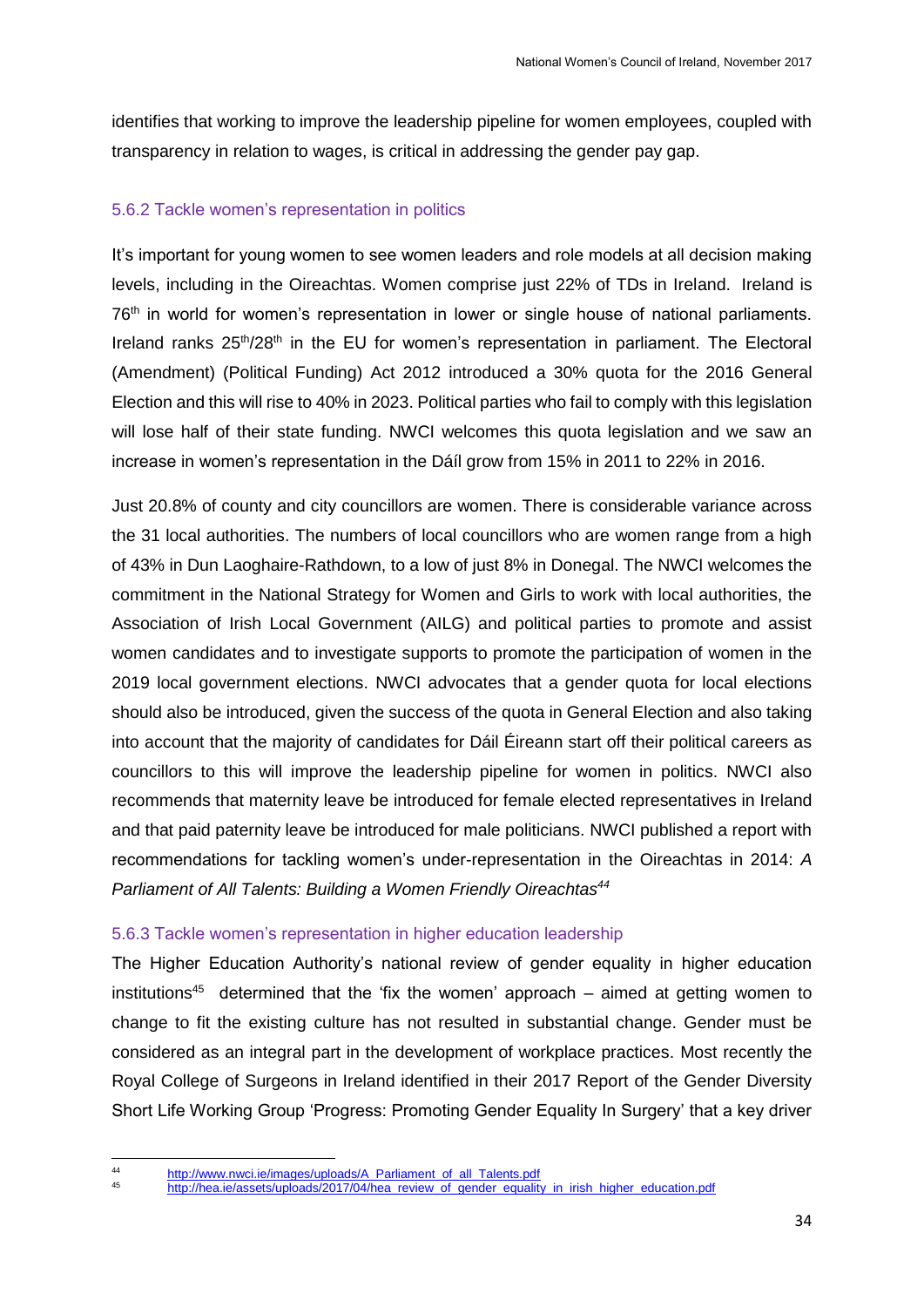identifies that working to improve the leadership pipeline for women employees, coupled with transparency in relation to wages, is critical in addressing the gender pay gap.

### 5.6.2 Tackle women's representation in politics

It's important for young women to see women leaders and role models at all decision making levels, including in the Oireachtas. Women comprise just 22% of TDs in Ireland. Ireland is 76th in world for women's representation in lower or single house of national parliaments. Ireland ranks 25th/28th in the EU for women's representation in parliament. The Electoral (Amendment) (Political Funding) Act 2012 introduced a 30% quota for the 2016 General Election and this will rise to 40% in 2023. Political parties who fail to comply with this legislation will lose half of their state funding. NWCI welcomes this quota legislation and we saw an increase in women's representation in the Dáíl grow from 15% in 2011 to 22% in 2016.

Just 20.8% of county and city councillors are women. There is considerable variance across the 31 local authorities. The numbers of local councillors who are women range from a high of 43% in Dun Laoghaire-Rathdown, to a low of just 8% in Donegal. The NWCI welcomes the commitment in the National Strategy for Women and Girls to work with local authorities, the Association of Irish Local Government (AILG) and political parties to promote and assist women candidates and to investigate supports to promote the participation of women in the 2019 local government elections. NWCI advocates that a gender quota for local elections should also be introduced, given the success of the quota in General Election and also taking into account that the majority of candidates for Dáil Éireann start off their political careers as councillors to this will improve the leadership pipeline for women in politics. NWCI also recommends that maternity leave be introduced for female elected representatives in Ireland and that paid paternity leave be introduced for male politicians. NWCI published a report with recommendations for tackling women's under-representation in the Oireachtas in 2014: *A Parliament of All Talents: Building a Women Friendly Oireachtas*[44]

### 5.6.3 Tackle women's representation in higher education leadership

The Higher Education Authority's national review of gender equality in higher education institutions[45] determined that the 'fix the women' approach – aimed at getting women to change to fit the existing culture has not resulted in substantial change. Gender must be considered as an integral part in the development of workplace practices. Most recently the Royal College of Surgeons in Ireland identified in their 2017 Report of the Gender Diversity Short Life Working Group 'Progress: Promoting Gender Equality In Surgery' that a key driver

[44] http://www.nwci.ie/images/uploads/A_Parliament_of_all_Talents.pdf

[45] http://hea.ie/assets/uploads/2017/04/hea_review_of_gender_equality_in_irish_higher_education.pdf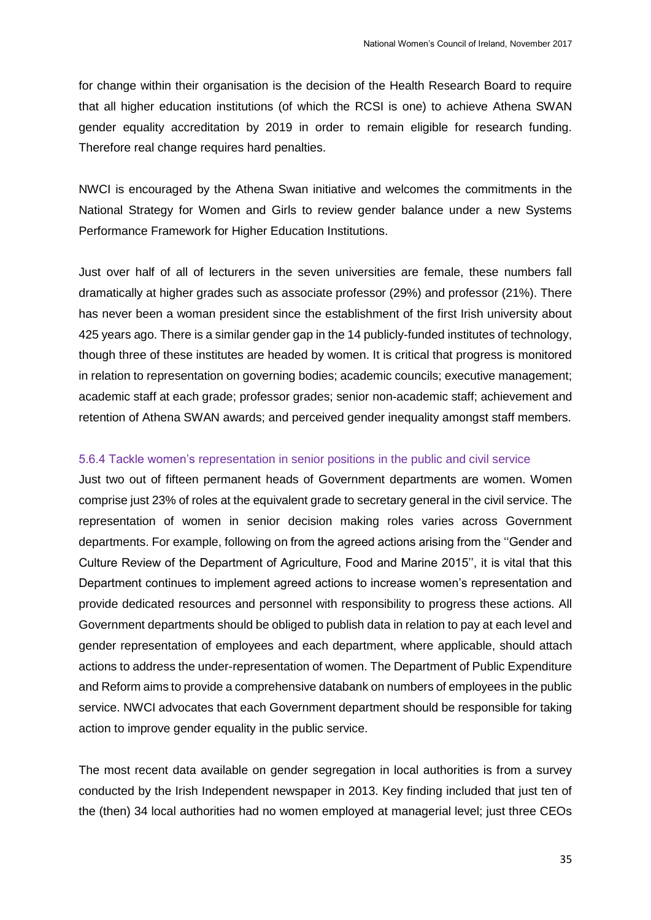for change within their organisation is the decision of the Health Research Board to require that all higher education institutions (of which the RCSI is one) to achieve Athena SWAN gender equality accreditation by 2019 in order to remain eligible for research funding. Therefore real change requires hard penalties.

NWCI is encouraged by the Athena Swan initiative and welcomes the commitments in the National Strategy for Women and Girls to review gender balance under a new Systems Performance Framework for Higher Education Institutions.

Just over half of all of lecturers in the seven universities are female, these numbers fall dramatically at higher grades such as associate professor (29%) and professor (21%). There has never been a woman president since the establishment of the first Irish university about 425 years ago. There is a similar gender gap in the 14 publicly-funded institutes of technology, though three of these institutes are headed by women. It is critical that progress is monitored in relation to representation on governing bodies; academic councils; executive management; academic staff at each grade; professor grades; senior non-academic staff; achievement and retention of Athena SWAN awards; and perceived gender inequality amongst staff members.

#### 5.6.4 Tackle women's representation in senior positions in the public and civil service

Just two out of fifteen permanent heads of Government departments are women. Women comprise just 23% of roles at the equivalent grade to secretary general in the civil service. The representation of women in senior decision making roles varies across Government departments. For example, following on from the agreed actions arising from the ''Gender and Culture Review of the Department of Agriculture, Food and Marine 2015'', it is vital that this Department continues to implement agreed actions to increase women's representation and provide dedicated resources and personnel with responsibility to progress these actions. All Government departments should be obliged to publish data in relation to pay at each level and gender representation of employees and each department, where applicable, should attach actions to address the under-representation of women. The Department of Public Expenditure and Reform aims to provide a comprehensive databank on numbers of employees in the public service. NWCI advocates that each Government department should be responsible for taking action to improve gender equality in the public service.

The most recent data available on gender segregation in local authorities is from a survey conducted by the Irish Independent newspaper in 2013. Key finding included that just ten of the (then) 34 local authorities had no women employed at managerial level; just three CEOs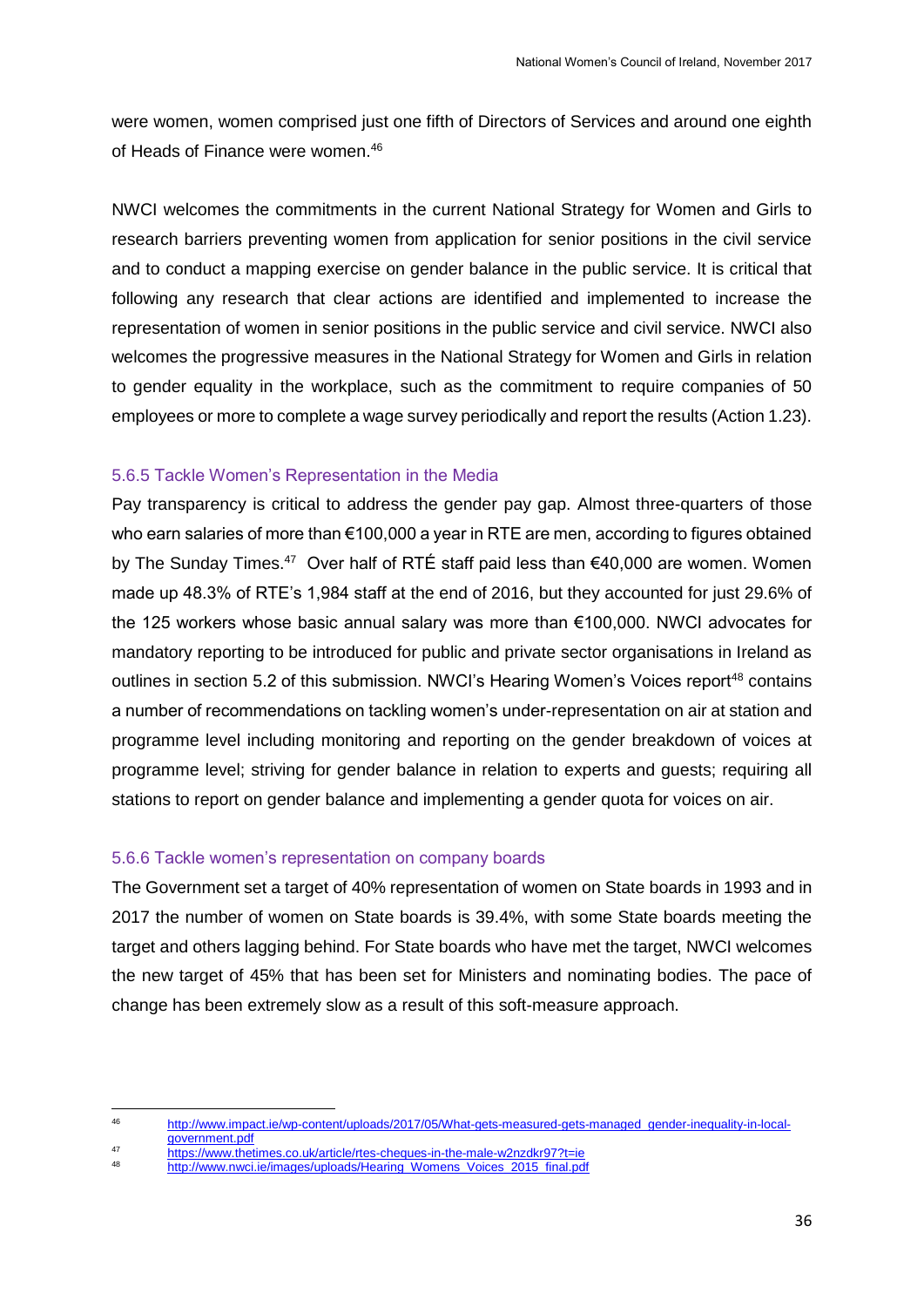were women, women comprised just one fifth of Directors of Services and around one eighth of Heads of Finance were women.[46]

NWCI welcomes the commitments in the current National Strategy for Women and Girls to research barriers preventing women from application for senior positions in the civil service and to conduct a mapping exercise on gender balance in the public service. It is critical that following any research that clear actions are identified and implemented to increase the representation of women in senior positions in the public service and civil service. NWCI also welcomes the progressive measures in the National Strategy for Women and Girls in relation to gender equality in the workplace, such as the commitment to require companies of 50 employees or more to complete a wage survey periodically and report the results (Action 1.23).

### 5.6.5 Tackle Women's Representation in the Media

Pay transparency is critical to address the gender pay gap. Almost three-quarters of those who earn salaries of more than €100,000 a year in RTE are men, according to figures obtained by The Sunday Times.[47] Over half of RTÉ staff paid less than €40,000 are women. Women made up 48.3% of RTE's 1,984 staff at the end of 2016, but they accounted for just 29.6% of the 125 workers whose basic annual salary was more than €100,000. NWCI advocates for mandatory reporting to be introduced for public and private sector organisations in Ireland as outlines in section 5.2 of this submission. NWCI's Hearing Women's Voices report[48] contains a number of recommendations on tackling women's under-representation on air at station and programme level including monitoring and reporting on the gender breakdown of voices at programme level; striving for gender balance in relation to experts and guests; requiring all stations to report on gender balance and implementing a gender quota for voices on air.

### 5.6.6 Tackle women's representation on company boards

The Government set a target of 40% representation of women on State boards in 1993 and in 2017 the number of women on State boards is 39.4%, with some State boards meeting the target and others lagging behind. For State boards who have met the target, NWCI welcomes the new target of 45% that has been set for Ministers and nominating bodies. The pace of change has been extremely slow as a result of this soft-measure approach.

---

[46] http://www.impact.ie/wp-content/uploads/2017/05/What-gets-measured-gets-managed_gender-inequality-in-local-government.pdf

[47] https://www.thetimes.co.uk/article/rtes-cheques-in-the-male-w2nzdkr97?t=ie

[48] http://www.nwci.ie/images/uploads/Hearing_Womens_Voices_2015_final.pdf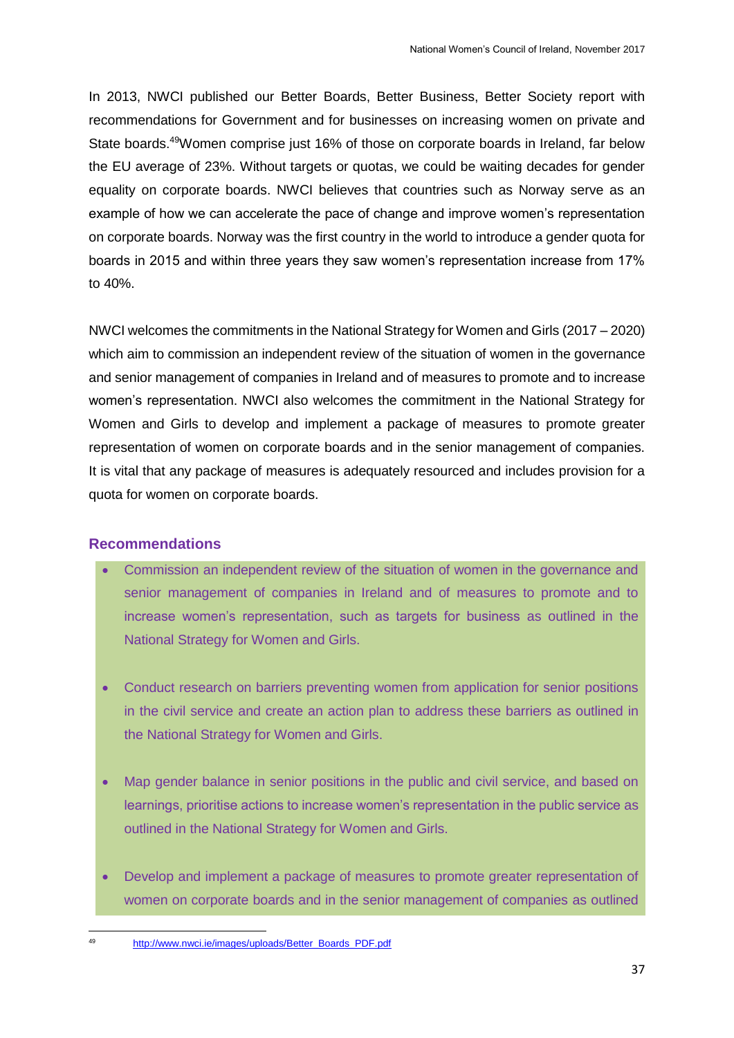In 2013, NWCI published our Better Boards, Better Business, Better Society report with recommendations for Government and for businesses on increasing women on private and State boards.[49] Women comprise just 16% of those on corporate boards in Ireland, far below the EU average of 23%. Without targets or quotas, we could be waiting decades for gender equality on corporate boards. NWCI believes that countries such as Norway serve as an example of how we can accelerate the pace of change and improve women's representation on corporate boards. Norway was the first country in the world to introduce a gender quota for boards in 2015 and within three years they saw women's representation increase from 17% to 40%.

NWCI welcomes the commitments in the National Strategy for Women and Girls (2017 – 2020) which aim to commission an independent review of the situation of women in the governance and senior management of companies in Ireland and of measures to promote and to increase women's representation. NWCI also welcomes the commitment in the National Strategy for Women and Girls to develop and implement a package of measures to promote greater representation of women on corporate boards and in the senior management of companies. It is vital that any package of measures is adequately resourced and includes provision for a quota for women on corporate boards.

### Recommendations

- Commission an independent review of the situation of women in the governance and senior management of companies in Ireland and of measures to promote and to increase women's representation, such as targets for business as outlined in the National Strategy for Women and Girls.

- Conduct research on barriers preventing women from application for senior positions in the civil service and create an action plan to address these barriers as outlined in the National Strategy for Women and Girls.

- Map gender balance in senior positions in the public and civil service, and based on learnings, prioritise actions to increase women's representation in the public service as outlined in the National Strategy for Women and Girls.

- Develop and implement a package of measures to promote greater representation of women on corporate boards and in the senior management of companies as outlined

[49] http://www.nwci.ie/images/uploads/Better_Boards_PDF.pdf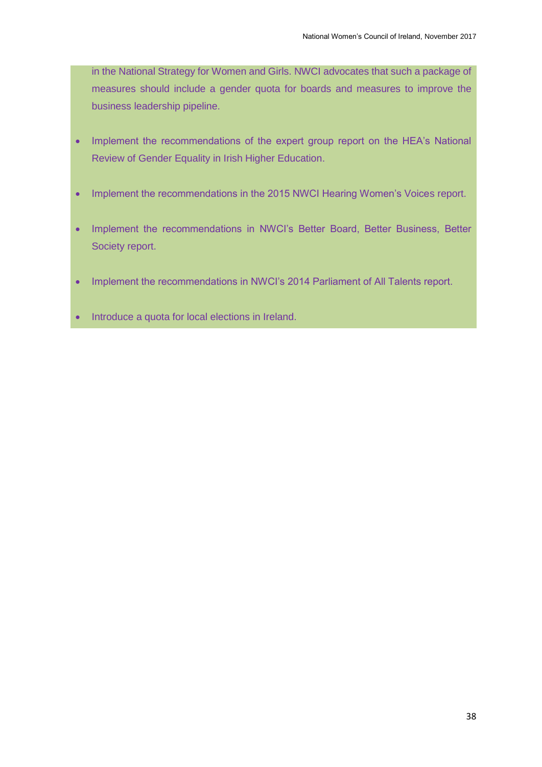in the National Strategy for Women and Girls. NWCI advocates that such a package of measures should include a gender quota for boards and measures to improve the business leadership pipeline.

- Implement the recommendations of the expert group report on the HEA's National Review of Gender Equality in Irish Higher Education.
- Implement the recommendations in the 2015 NWCI Hearing Women's Voices report.
- Implement the recommendations in NWCI's Better Board, Better Business, Better Society report.
- Implement the recommendations in NWCI's 2014 Parliament of All Talents report.
- Introduce a quota for local elections in Ireland.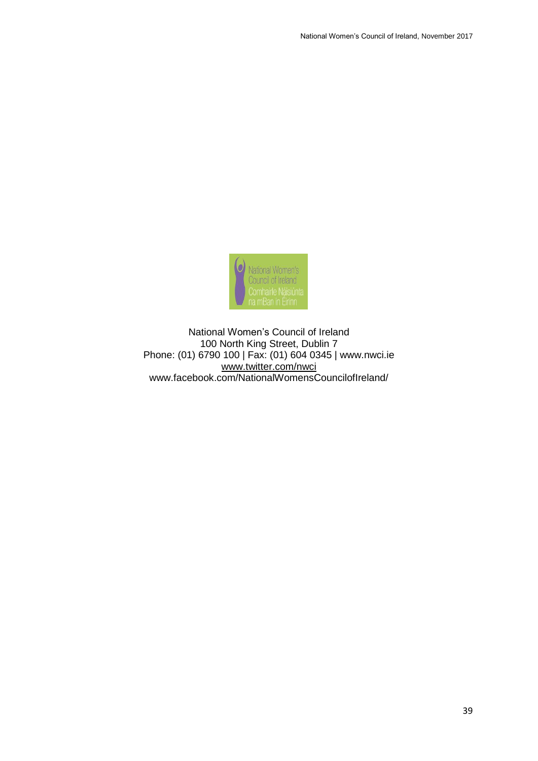National Women's Council of Ireland
100 North King Street, Dublin 7
Phone: (01) 6790 100 | Fax: (01) 604 0345 | www.nwci.ie
www.twitter.com/nwci
www.facebook.com/NationalWomensCouncilofIreland/